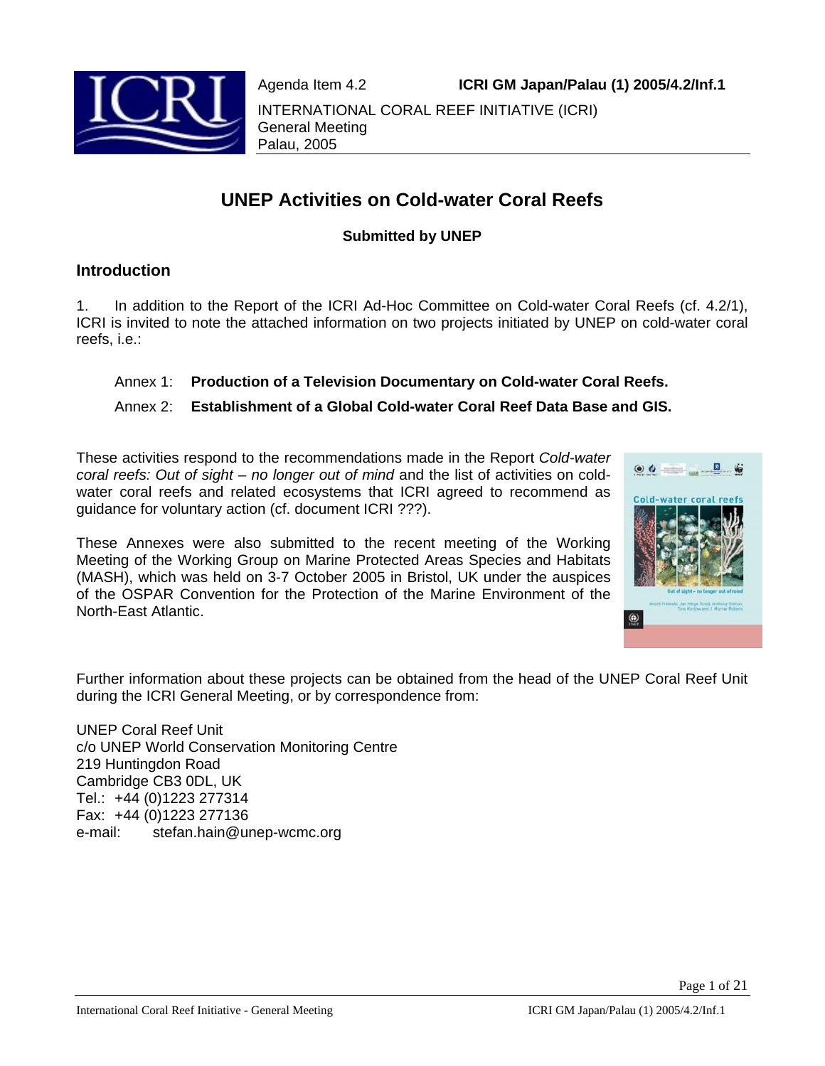Agenda Item 4.2 **ICRI GM Japan/Palau (1) 2005/4.2/Inf.1**

INTERNATIONAL CORAL REEF INITIATIVE (ICRI)
General Meeting
Palau, 2005

# UNEP Activities on Cold-water Coral Reefs

**Submitted by UNEP**

## Introduction

1. In addition to the Report of the ICRI Ad-Hoc Committee on Cold-water Coral Reefs (cf. 4.2/1), ICRI is invited to note the attached information on two projects initiated by UNEP on cold-water coral reefs, i.e.:

Annex 1: **Production of a Television Documentary on Cold-water Coral Reefs.**

Annex 2: **Establishment of a Global Cold-water Coral Reef Data Base and GIS.**

These activities respond to the recommendations made in the Report *Cold-water coral reefs: Out of sight – no longer out of mind* and the list of activities on cold-water coral reefs and related ecosystems that ICRI agreed to recommend as guidance for voluntary action (cf. document ICRI ???).

These Annexes were also submitted to the recent meeting of the Working Meeting of the Working Group on Marine Protected Areas Species and Habitats (MASH), which was held on 3-7 October 2005 in Bristol, UK under the auspices of the OSPAR Convention for the Protection of the Marine Environment of the North-East Atlantic.

Further information about these projects can be obtained from the head of the UNEP Coral Reef Unit during the ICRI General Meeting, or by correspondence from:

UNEP Coral Reef Unit
c/o UNEP World Conservation Monitoring Centre
219 Huntingdon Road
Cambridge CB3 0DL, UK
Tel.: +44 (0)1223 277314
Fax: +44 (0)1223 277136
e-mail: stefan.hain@unep-wcmc.org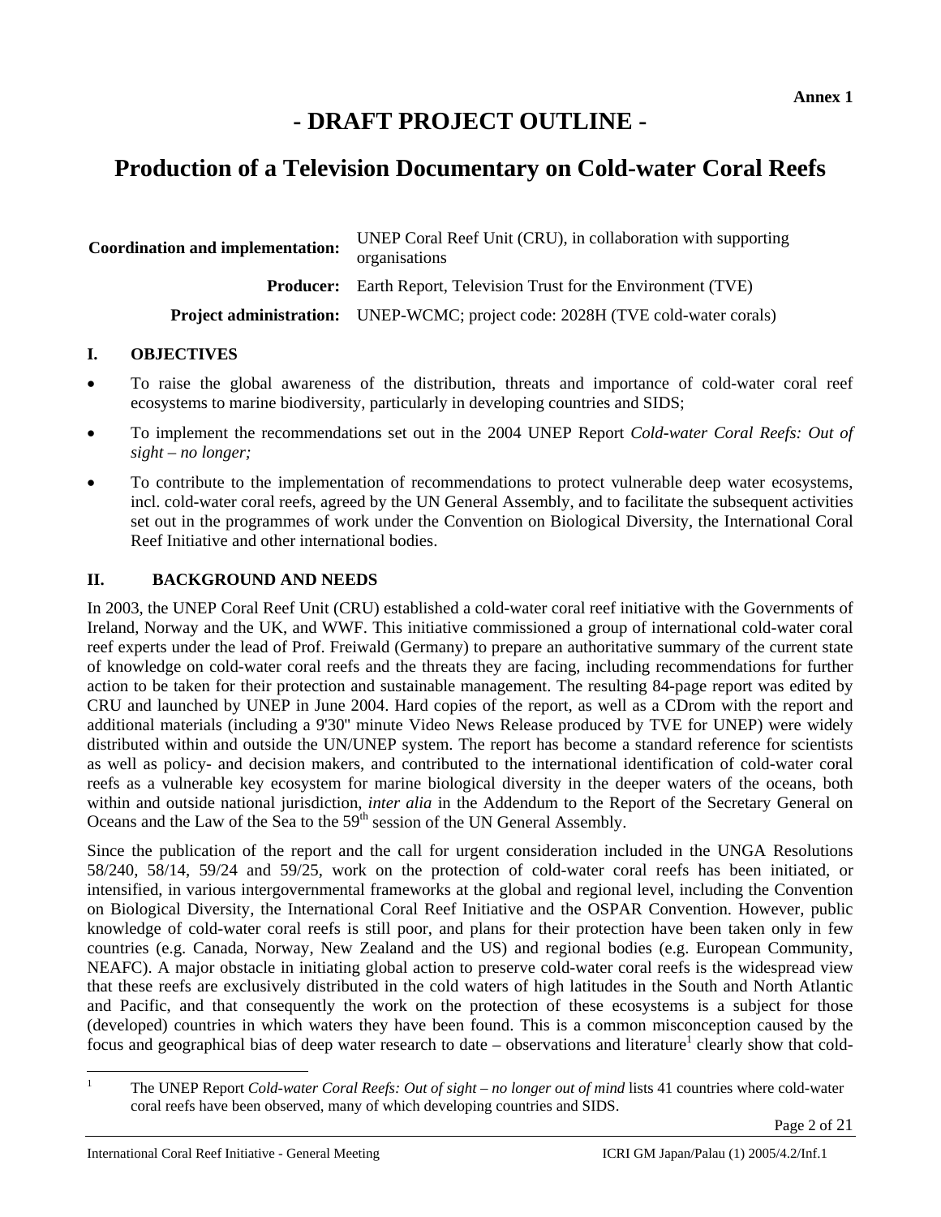**Annex 1**

# - DRAFT PROJECT OUTLINE -

## Production of a Television Documentary on Cold-water Coral Reefs

| | |
|---|---|
| **Coordination and implementation:** | UNEP Coral Reef Unit (CRU), in collaboration with supporting organisations |
| **Producer:** | Earth Report, Television Trust for the Environment (TVE) |
| **Project administration:** | UNEP-WCMC; project code: 2028H (TVE cold-water corals) |

### I. OBJECTIVES

- To raise the global awareness of the distribution, threats and importance of cold-water coral reef ecosystems to marine biodiversity, particularly in developing countries and SIDS;
- To implement the recommendations set out in the 2004 UNEP Report *Cold-water Coral Reefs: Out of sight – no longer;*
- To contribute to the implementation of recommendations to protect vulnerable deep water ecosystems, incl. cold-water coral reefs, agreed by the UN General Assembly, and to facilitate the subsequent activities set out in the programmes of work under the Convention on Biological Diversity, the International Coral Reef Initiative and other international bodies.

### II. BACKGROUND AND NEEDS

In 2003, the UNEP Coral Reef Unit (CRU) established a cold-water coral reef initiative with the Governments of Ireland, Norway and the UK, and WWF. This initiative commissioned a group of international cold-water coral reef experts under the lead of Prof. Freiwald (Germany) to prepare an authoritative summary of the current state of knowledge on cold-water coral reefs and the threats they are facing, including recommendations for further action to be taken for their protection and sustainable management. The resulting 84-page report was edited by CRU and launched by UNEP in June 2004. Hard copies of the report, as well as a CDrom with the report and additional materials (including a 9'30'' minute Video News Release produced by TVE for UNEP) were widely distributed within and outside the UN/UNEP system. The report has become a standard reference for scientists as well as policy- and decision makers, and contributed to the international identification of cold-water coral reefs as a vulnerable key ecosystem for marine biological diversity in the deeper waters of the oceans, both within and outside national jurisdiction, *inter alia* in the Addendum to the Report of the Secretary General on Oceans and the Law of the Sea to the 59th session of the UN General Assembly.

Since the publication of the report and the call for urgent consideration included in the UNGA Resolutions 58/240, 58/14, 59/24 and 59/25, work on the protection of cold-water coral reefs has been initiated, or intensified, in various intergovernmental frameworks at the global and regional level, including the Convention on Biological Diversity, the International Coral Reef Initiative and the OSPAR Convention. However, public knowledge of cold-water coral reefs is still poor, and plans for their protection have been taken only in few countries (e.g. Canada, Norway, New Zealand and the US) and regional bodies (e.g. European Community, NEAFC). A major obstacle in initiating global action to preserve cold-water coral reefs is the widespread view that these reefs are exclusively distributed in the cold waters of high latitudes in the South and North Atlantic and Pacific, and that consequently the work on the protection of these ecosystems is a subject for those (developed) countries in which waters they have been found. This is a common misconception caused by the focus and geographical bias of deep water research to date – observations and literature[1] clearly show that cold-

[1] The UNEP Report *Cold-water Coral Reefs: Out of sight – no longer out of mind* lists 41 countries where cold-water coral reefs have been observed, many of which developing countries and SIDS.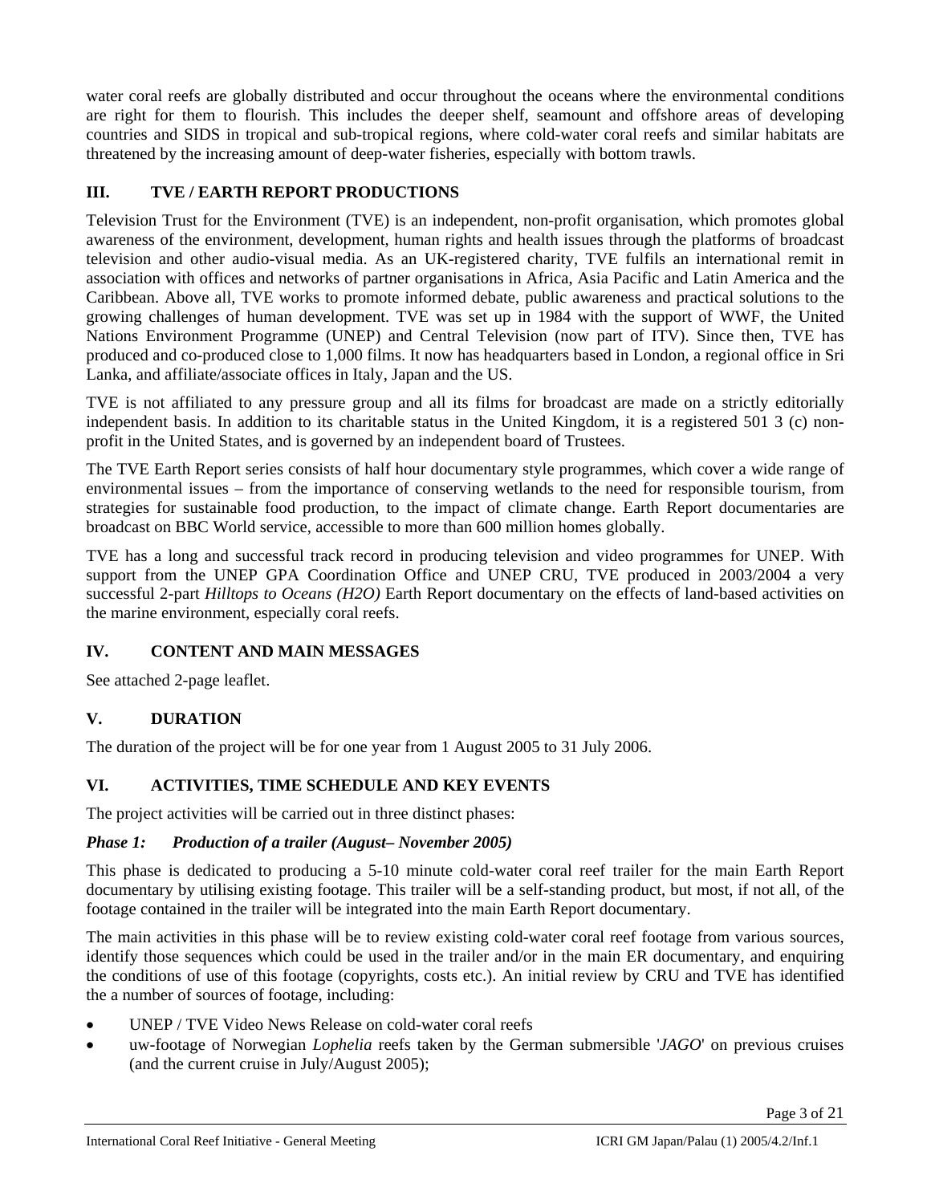water coral reefs are globally distributed and occur throughout the oceans where the environmental conditions are right for them to flourish. This includes the deeper shelf, seamount and offshore areas of developing countries and SIDS in tropical and sub-tropical regions, where cold-water coral reefs and similar habitats are threatened by the increasing amount of deep-water fisheries, especially with bottom trawls.

## III. TVE / EARTH REPORT PRODUCTIONS

Television Trust for the Environment (TVE) is an independent, non-profit organisation, which promotes global awareness of the environment, development, human rights and health issues through the platforms of broadcast television and other audio-visual media. As an UK-registered charity, TVE fulfils an international remit in association with offices and networks of partner organisations in Africa, Asia Pacific and Latin America and the Caribbean. Above all, TVE works to promote informed debate, public awareness and practical solutions to the growing challenges of human development. TVE was set up in 1984 with the support of WWF, the United Nations Environment Programme (UNEP) and Central Television (now part of ITV). Since then, TVE has produced and co-produced close to 1,000 films. It now has headquarters based in London, a regional office in Sri Lanka, and affiliate/associate offices in Italy, Japan and the US.

TVE is not affiliated to any pressure group and all its films for broadcast are made on a strictly editorially independent basis. In addition to its charitable status in the United Kingdom, it is a registered 501 3 (c) non-profit in the United States, and is governed by an independent board of Trustees.

The TVE Earth Report series consists of half hour documentary style programmes, which cover a wide range of environmental issues – from the importance of conserving wetlands to the need for responsible tourism, from strategies for sustainable food production, to the impact of climate change. Earth Report documentaries are broadcast on BBC World service, accessible to more than 600 million homes globally.

TVE has a long and successful track record in producing television and video programmes for UNEP. With support from the UNEP GPA Coordination Office and UNEP CRU, TVE produced in 2003/2004 a very successful 2-part *Hilltops to Oceans (H2O)* Earth Report documentary on the effects of land-based activities on the marine environment, especially coral reefs.

## IV. CONTENT AND MAIN MESSAGES

See attached 2-page leaflet.

## V. DURATION

The duration of the project will be for one year from 1 August 2005 to 31 July 2006.

## VI. ACTIVITIES, TIME SCHEDULE AND KEY EVENTS

The project activities will be carried out in three distinct phases:

### *Phase 1: Production of a trailer (August– November 2005)*

This phase is dedicated to producing a 5-10 minute cold-water coral reef trailer for the main Earth Report documentary by utilising existing footage. This trailer will be a self-standing product, but most, if not all, of the footage contained in the trailer will be integrated into the main Earth Report documentary.

The main activities in this phase will be to review existing cold-water coral reef footage from various sources, identify those sequences which could be used in the trailer and/or in the main ER documentary, and enquiring the conditions of use of this footage (copyrights, costs etc.). An initial review by CRU and TVE has identified the a number of sources of footage, including:

- UNEP / TVE Video News Release on cold-water coral reefs
- uw-footage of Norwegian *Lophelia* reefs taken by the German submersible '*JAGO*' on previous cruises (and the current cruise in July/August 2005);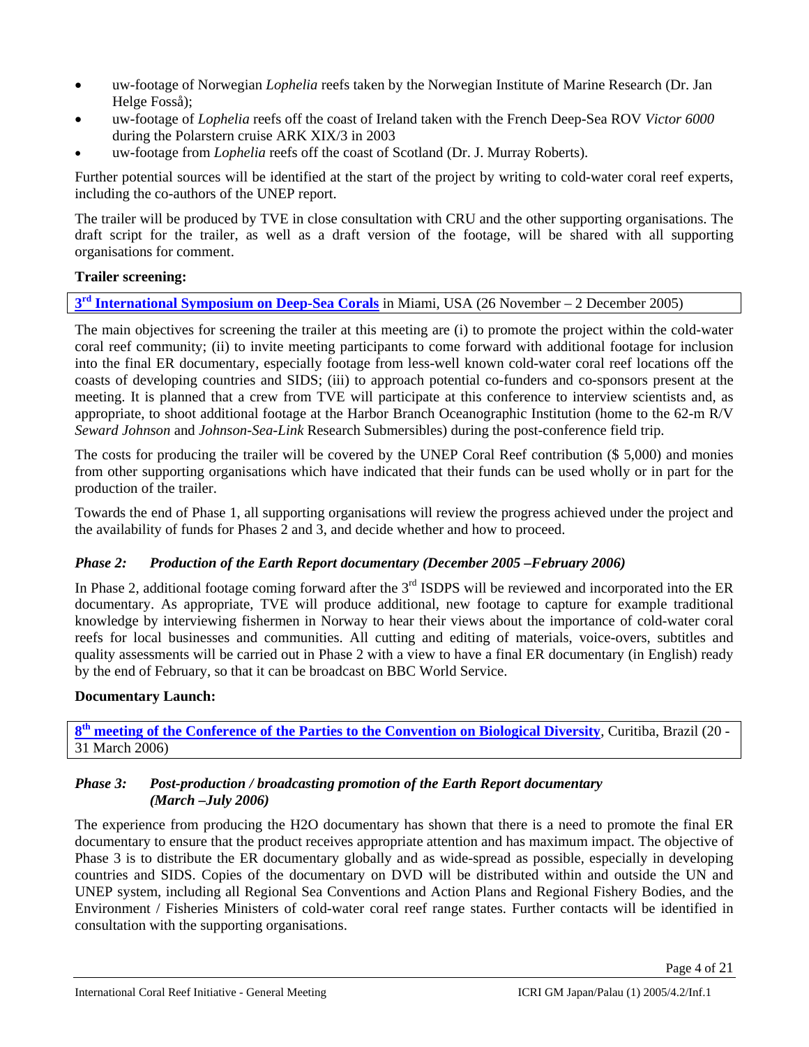- uw-footage of Norwegian *Lophelia* reefs taken by the Norwegian Institute of Marine Research (Dr. Jan Helge Fosså);
- uw-footage of *Lophelia* reefs off the coast of Ireland taken with the French Deep-Sea ROV *Victor 6000* during the Polarstern cruise ARK XIX/3 in 2003
- uw-footage from *Lophelia* reefs off the coast of Scotland (Dr. J. Murray Roberts).

Further potential sources will be identified at the start of the project by writing to cold-water coral reef experts, including the co-authors of the UNEP report.

The trailer will be produced by TVE in close consultation with CRU and the other supporting organisations. The draft script for the trailer, as well as a draft version of the footage, will be shared with all supporting organisations for comment.

**Trailer screening:**

**3rd International Symposium on Deep-Sea Corals** in Miami, USA (26 November – 2 December 2005)

The main objectives for screening the trailer at this meeting are (i) to promote the project within the cold-water coral reef community; (ii) to invite meeting participants to come forward with additional footage for inclusion into the final ER documentary, especially footage from less-well known cold-water coral reef locations off the coasts of developing countries and SIDS; (iii) to approach potential co-funders and co-sponsors present at the meeting. It is planned that a crew from TVE will participate at this conference to interview scientists and, as appropriate, to shoot additional footage at the Harbor Branch Oceanographic Institution (home to the 62-m R/V *Seward Johnson* and *Johnson-Sea-Link* Research Submersibles) during the post-conference field trip.

The costs for producing the trailer will be covered by the UNEP Coral Reef contribution ($ 5,000) and monies from other supporting organisations which have indicated that their funds can be used wholly or in part for the production of the trailer.

Towards the end of Phase 1, all supporting organisations will review the progress achieved under the project and the availability of funds for Phases 2 and 3, and decide whether and how to proceed.

### *Phase 2: Production of the Earth Report documentary (December 2005 –February 2006)*

In Phase 2, additional footage coming forward after the 3rd ISDPS will be reviewed and incorporated into the ER documentary. As appropriate, TVE will produce additional, new footage to capture for example traditional knowledge by interviewing fishermen in Norway to hear their views about the importance of cold-water coral reefs for local businesses and communities. All cutting and editing of materials, voice-overs, subtitles and quality assessments will be carried out in Phase 2 with a view to have a final ER documentary (in English) ready by the end of February, so that it can be broadcast on BBC World Service.

**Documentary Launch:**

**8th meeting of the Conference of the Parties to the Convention on Biological Diversity**, Curitiba, Brazil (20 - 31 March 2006)

### *Phase 3: Post-production / broadcasting promotion of the Earth Report documentary (March –July 2006)*

The experience from producing the H2O documentary has shown that there is a need to promote the final ER documentary to ensure that the product receives appropriate attention and has maximum impact. The objective of Phase 3 is to distribute the ER documentary globally and as wide-spread as possible, especially in developing countries and SIDS. Copies of the documentary on DVD will be distributed within and outside the UN and UNEP system, including all Regional Sea Conventions and Action Plans and Regional Fishery Bodies, and the Environment / Fisheries Ministers of cold-water coral reef range states. Further contacts will be identified in consultation with the supporting organisations.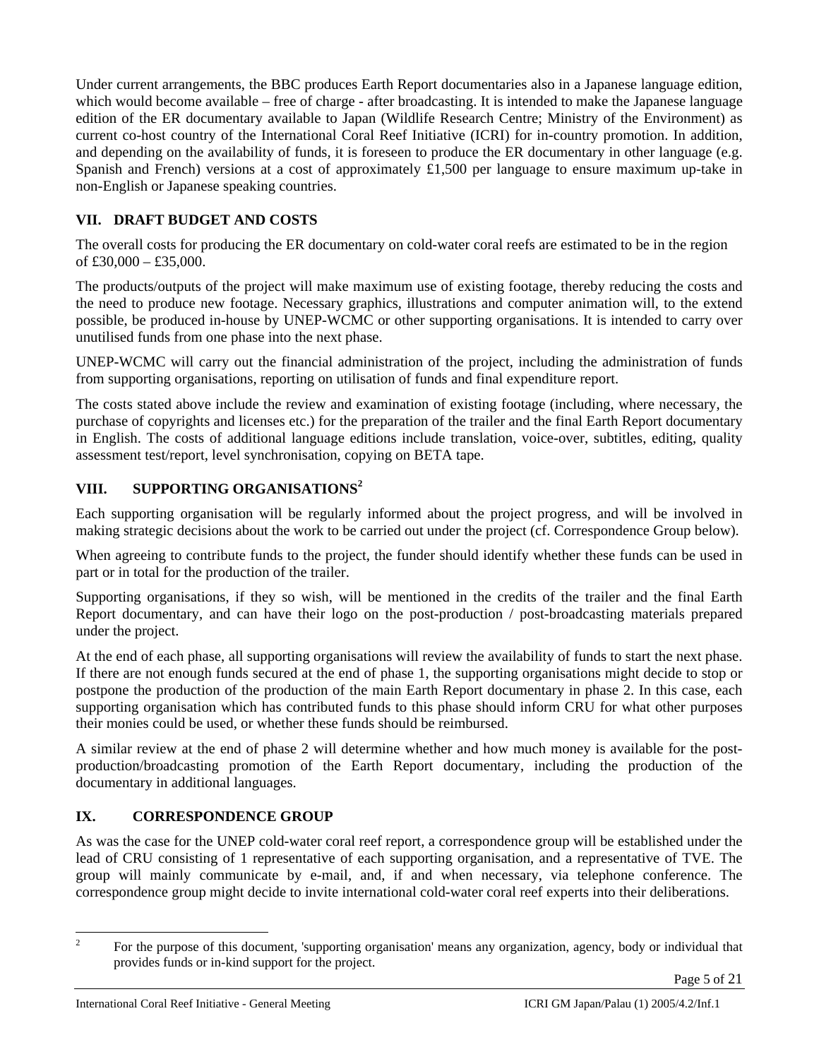Under current arrangements, the BBC produces Earth Report documentaries also in a Japanese language edition, which would become available – free of charge - after broadcasting. It is intended to make the Japanese language edition of the ER documentary available to Japan (Wildlife Research Centre; Ministry of the Environment) as current co-host country of the International Coral Reef Initiative (ICRI) for in-country promotion. In addition, and depending on the availability of funds, it is foreseen to produce the ER documentary in other language (e.g. Spanish and French) versions at a cost of approximately £1,500 per language to ensure maximum up-take in non-English or Japanese speaking countries.

## VII. DRAFT BUDGET AND COSTS

The overall costs for producing the ER documentary on cold-water coral reefs are estimated to be in the region of £30,000 – £35,000.

The products/outputs of the project will make maximum use of existing footage, thereby reducing the costs and the need to produce new footage. Necessary graphics, illustrations and computer animation will, to the extend possible, be produced in-house by UNEP-WCMC or other supporting organisations. It is intended to carry over unutilised funds from one phase into the next phase.

UNEP-WCMC will carry out the financial administration of the project, including the administration of funds from supporting organisations, reporting on utilisation of funds and final expenditure report.

The costs stated above include the review and examination of existing footage (including, where necessary, the purchase of copyrights and licenses etc.) for the preparation of the trailer and the final Earth Report documentary in English. The costs of additional language editions include translation, voice-over, subtitles, editing, quality assessment test/report, level synchronisation, copying on BETA tape.

## VIII. SUPPORTING ORGANISATIONS[2]

Each supporting organisation will be regularly informed about the project progress, and will be involved in making strategic decisions about the work to be carried out under the project (cf. Correspondence Group below).

When agreeing to contribute funds to the project, the funder should identify whether these funds can be used in part or in total for the production of the trailer.

Supporting organisations, if they so wish, will be mentioned in the credits of the trailer and the final Earth Report documentary, and can have their logo on the post-production / post-broadcasting materials prepared under the project.

At the end of each phase, all supporting organisations will review the availability of funds to start the next phase. If there are not enough funds secured at the end of phase 1, the supporting organisations might decide to stop or postpone the production of the production of the main Earth Report documentary in phase 2. In this case, each supporting organisation which has contributed funds to this phase should inform CRU for what other purposes their monies could be used, or whether these funds should be reimbursed.

A similar review at the end of phase 2 will determine whether and how much money is available for the post-production/broadcasting promotion of the Earth Report documentary, including the production of the documentary in additional languages.

## IX. CORRESPONDENCE GROUP

As was the case for the UNEP cold-water coral reef report, a correspondence group will be established under the lead of CRU consisting of 1 representative of each supporting organisation, and a representative of TVE. The group will mainly communicate by e-mail, and, if and when necessary, via telephone conference. The correspondence group might decide to invite international cold-water coral reef experts into their deliberations.

---

[2] For the purpose of this document, 'supporting organisation' means any organization, agency, body or individual that provides funds or in-kind support for the project.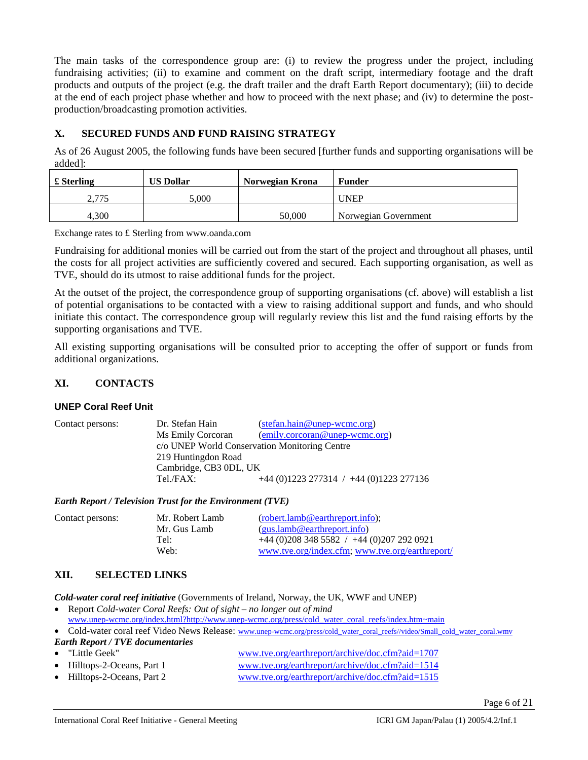The main tasks of the correspondence group are: (i) to review the progress under the project, including fundraising activities; (ii) to examine and comment on the draft script, intermediary footage and the draft products and outputs of the project (e.g. the draft trailer and the draft Earth Report documentary); (iii) to decide at the end of each project phase whether and how to proceed with the next phase; and (iv) to determine the post-production/broadcasting promotion activities.

## X. SECURED FUNDS AND FUND RAISING STRATEGY

As of 26 August 2005, the following funds have been secured [further funds and supporting organisations will be added]:

| £ Sterling | US Dollar | Norwegian Krona | Funder |
|---|---|---|---|
| 2,775 | 5,000 | | UNEP |
| 4,300 | | 50,000 | Norwegian Government |

Exchange rates to £ Sterling from www.oanda.com

Fundraising for additional monies will be carried out from the start of the project and throughout all phases, until the costs for all project activities are sufficiently covered and secured. Each supporting organisation, as well as TVE, should do its utmost to raise additional funds for the project.

At the outset of the project, the correspondence group of supporting organisations (cf. above) will establish a list of potential organisations to be contacted with a view to raising additional support and funds, and who should initiate this contact. The correspondence group will regularly review this list and the fund raising efforts by the supporting organisations and TVE.

All existing supporting organisations will be consulted prior to accepting the offer of support or funds from additional organizations.

## XI. CONTACTS

### UNEP Coral Reef Unit

Contact persons: Dr. Stefan Hain (stefan.hain@unep-wcmc.org)
Ms Emily Corcoran (emily.corcoran@unep-wcmc.org)
c/o UNEP World Conservation Monitoring Centre
219 Huntingdon Road
Cambridge, CB3 0DL, UK
Tel./FAX: +44 (0)1223 277314 / +44 (0)1223 277136

### *Earth Report / Television Trust for the Environment (TVE)*

Contact persons: Mr. Robert Lamb (robert.lamb@earthreport.info);
Mr. Gus Lamb (gus.lamb@earthreport.info)
Tel: +44 (0)208 348 5582 / +44 (0)207 292 0921
Web: www.tve.org/index.cfm; www.tve.org/earthreport/

## XII. SELECTED LINKS

***Cold-water coral reef initiative*** (Governments of Ireland, Norway, the UK, WWF and UNEP)

- Report *Cold-water Coral Reefs: Out of sight – no longer out of mind* www.unep-wcmc.org/index.html?http://www.unep-wcmc.org/press/cold_water_coral_reefs/index.htm~main
- Cold-water coral reef Video News Release: www.unep-wcmc.org/press/cold_water_coral_reefs//video/Small_cold_water_coral.wmv

***Earth Report / TVE documentaries***

- "Little Geek" www.tve.org/earthreport/archive/doc.cfm?aid=1707
- Hilltops-2-Oceans, Part 1 www.tve.org/earthreport/archive/doc.cfm?aid=1514
- Hilltops-2-Oceans, Part 2 www.tve.org/earthreport/archive/doc.cfm?aid=1515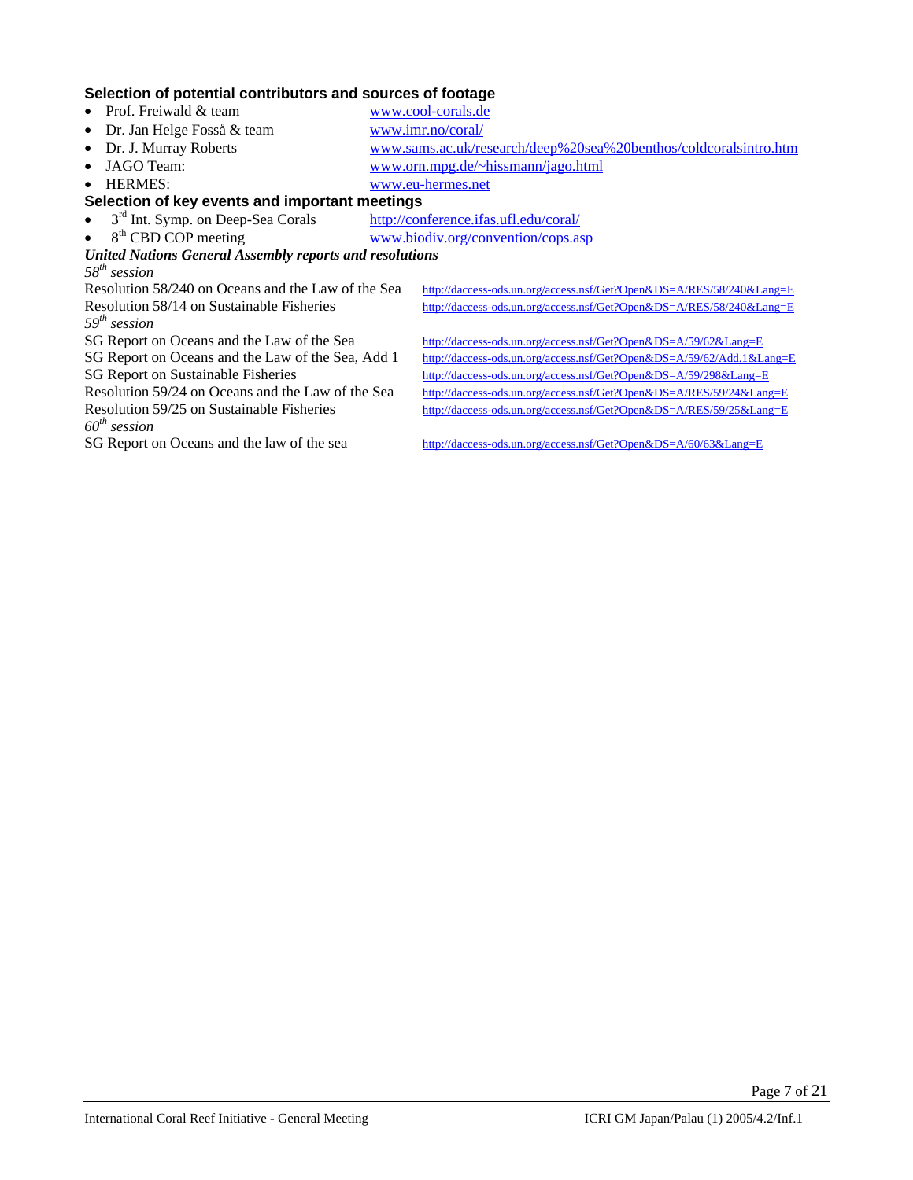### Selection of potential contributors and sources of footage

- Prof. Freiwald & team — www.cool-corals.de
- Dr. Jan Helge Fosså & team — www.imr.no/coral/
- Dr. J. Murray Roberts — www.sams.ac.uk/research/deep%20sea%20benthos/coldcoralsintro.htm
- JAGO Team: — www.orn.mpg.de/~hissmann/jago.html
- HERMES: — www.eu-hermes.net

### Selection of key events and important meetings

- 3rd Int. Symp. on Deep-Sea Corals — http://conference.ifas.ufl.edu/coral/
- 8th CBD COP meeting — www.biodiv.org/convention/cops.asp

***United Nations General Assembly reports and resolutions***

*58th session*

| | |
|---|---|
| Resolution 58/240 on Oceans and the Law of the Sea | http://daccess-ods.un.org/access.nsf/Get?Open&DS=A/RES/58/240&Lang=E |
| Resolution 58/14 on Sustainable Fisheries | http://daccess-ods.un.org/access.nsf/Get?Open&DS=A/RES/58/240&Lang=E |

*59th session*

| | |
|---|---|
| SG Report on Oceans and the Law of the Sea | http://daccess-ods.un.org/access.nsf/Get?Open&DS=A/59/62&Lang=E |
| SG Report on Oceans and the Law of the Sea, Add 1 | http://daccess-ods.un.org/access.nsf/Get?Open&DS=A/59/62/Add.1&Lang=E |
| SG Report on Sustainable Fisheries | http://daccess-ods.un.org/access.nsf/Get?Open&DS=A/59/298&Lang=E |
| Resolution 59/24 on Oceans and the Law of the Sea | http://daccess-ods.un.org/access.nsf/Get?Open&DS=A/RES/59/24&Lang=E |
| Resolution 59/25 on Sustainable Fisheries | http://daccess-ods.un.org/access.nsf/Get?Open&DS=A/RES/59/25&Lang=E |

*60th session*

| | |
|---|---|
| SG Report on Oceans and the law of the sea | http://daccess-ods.un.org/access.nsf/Get?Open&DS=A/60/63&Lang=E |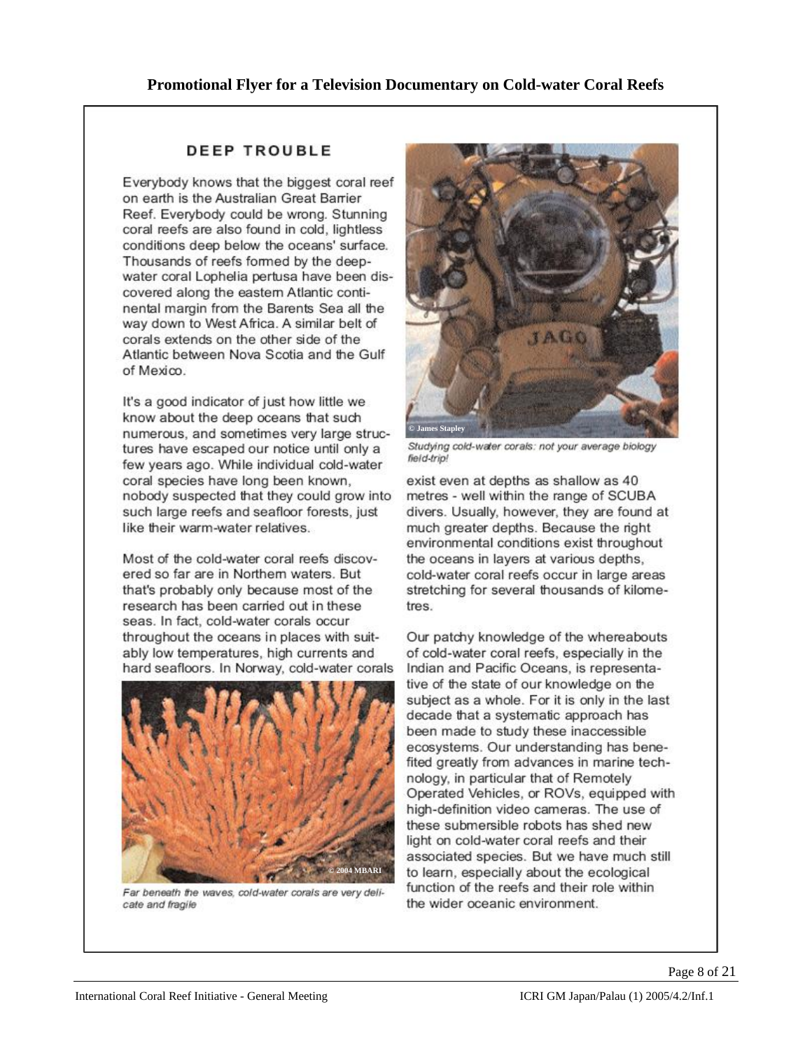**Promotional Flyer for a Television Documentary on Cold-water Coral Reefs**

## DEEP TROUBLE

Everybody knows that the biggest coral reef on earth is the Australian Great Barrier Reef. Everybody could be wrong. Stunning coral reefs are also found in cold, lightless conditions deep below the oceans' surface. Thousands of reefs formed by the deep-water coral Lophelia pertusa have been discovered along the eastern Atlantic continental margin from the Barents Sea all the way down to West Africa. A similar belt of corals extends on the other side of the Atlantic between Nova Scotia and the Gulf of Mexico.

It's a good indicator of just how little we know about the deep oceans that such numerous, and sometimes very large structures have escaped our notice until only a few years ago. While individual cold-water coral species have long been known, nobody suspected that they could grow into such large reefs and seafloor forests, just like their warm-water relatives.

Most of the cold-water coral reefs discovered so far are in Northern waters. But that's probably only because most of the research has been carried out in these seas. In fact, cold-water corals occur throughout the oceans in places with suitably low temperatures, high currents and hard seafloors. In Norway, cold-water corals exist even at depths as shallow as 40 metres - well within the range of SCUBA divers. Usually, however, they are found at much greater depths. Because the right environmental conditions exist throughout the oceans in layers at various depths, cold-water coral reefs occur in large areas stretching for several thousands of kilometres.

© 2004 MBARI

*Far beneath the waves, cold-water corals are very delicate and fragile*

© James Stapley

*Studying cold-water corals: not your average biology field-trip!*

Our patchy knowledge of the whereabouts of cold-water coral reefs, especially in the Indian and Pacific Oceans, is representative of the state of our knowledge on the subject as a whole. For it is only in the last decade that a systematic approach has been made to study these inaccessible ecosystems. Our understanding has benefited greatly from advances in marine technology, in particular that of Remotely Operated Vehicles, or ROVs, equipped with high-definition video cameras. The use of these submersible robots has shed new light on cold-water coral reefs and their associated species. But we have much still to learn, especially about the ecological function of the reefs and their role within the wider oceanic environment.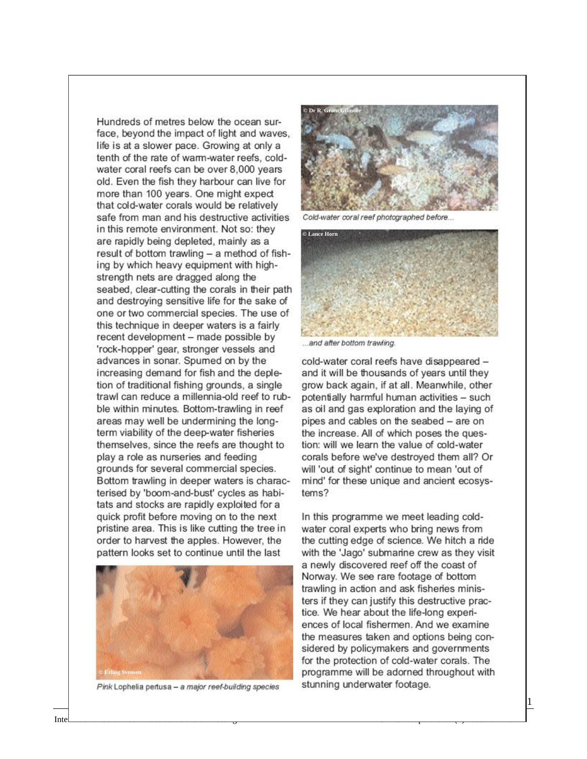Hundreds of metres below the ocean surface, beyond the impact of light and waves, life is at a slower pace. Growing at only a tenth of the rate of warm-water reefs, cold-water coral reefs can be over 8,000 years old. Even the fish they harbour can live for more than 100 years. One might expect that cold-water corals would be relatively safe from man and his destructive activities in this remote environment. Not so: they are rapidly being depleted, mainly as a result of bottom trawling – a method of fishing by which heavy equipment with high-strength nets are dragged along the seabed, clear-cutting the corals in their path and destroying sensitive life for the sake of one or two commercial species. The use of this technique in deeper waters is a fairly recent development – made possible by 'rock-hopper' gear, stronger vessels and advances in sonar. Spurned on by the increasing demand for fish and the depletion of traditional fishing grounds, a single trawl can reduce a millennia-old reef to rubble within minutes. Bottom-trawling in reef areas may well be undermining the long-term viability of the deep-water fisheries themselves, since the reefs are thought to play a role as nurseries and feeding grounds for several commercial species. Bottom trawling in deeper waters is characterised by 'boom-and-bust' cycles as habitats and stocks are rapidly exploited for a quick profit before moving on to the next pristine area. This is like cutting the tree in order to harvest the apples. However, the pattern looks set to continue until the last cold-water coral reefs have disappeared – and it will be thousands of years until they grow back again, if at all. Meanwhile, other potentially harmful human activities – such as oil and gas exploration and the laying of pipes and cables on the seabed – are on the increase. All of which poses the question: will we learn the value of cold-water corals before we've destroyed them all? Or will 'out of sight' continue to mean 'out of mind' for these unique and ancient ecosystems?

© Erling Svensen

*Pink Lophelia pertusa – a major reef-building species*

© Dr R. Grant Gilmore

*Cold-water coral reef photographed before...*

© Lance Horn

*...and after bottom trawling.*

In this programme we meet leading cold-water coral experts who bring news from the cutting edge of science. We hitch a ride with the 'Jago' submarine crew as they visit a newly discovered reef off the coast of Norway. We see rare footage of bottom trawling in action and ask fisheries ministers if they can justify this destructive practice. We hear about the life-long experiences of local fishermen. And we examine the measures taken and options being considered by policymakers and governments for the protection of cold-water corals. The programme will be adorned throughout with stunning underwater footage.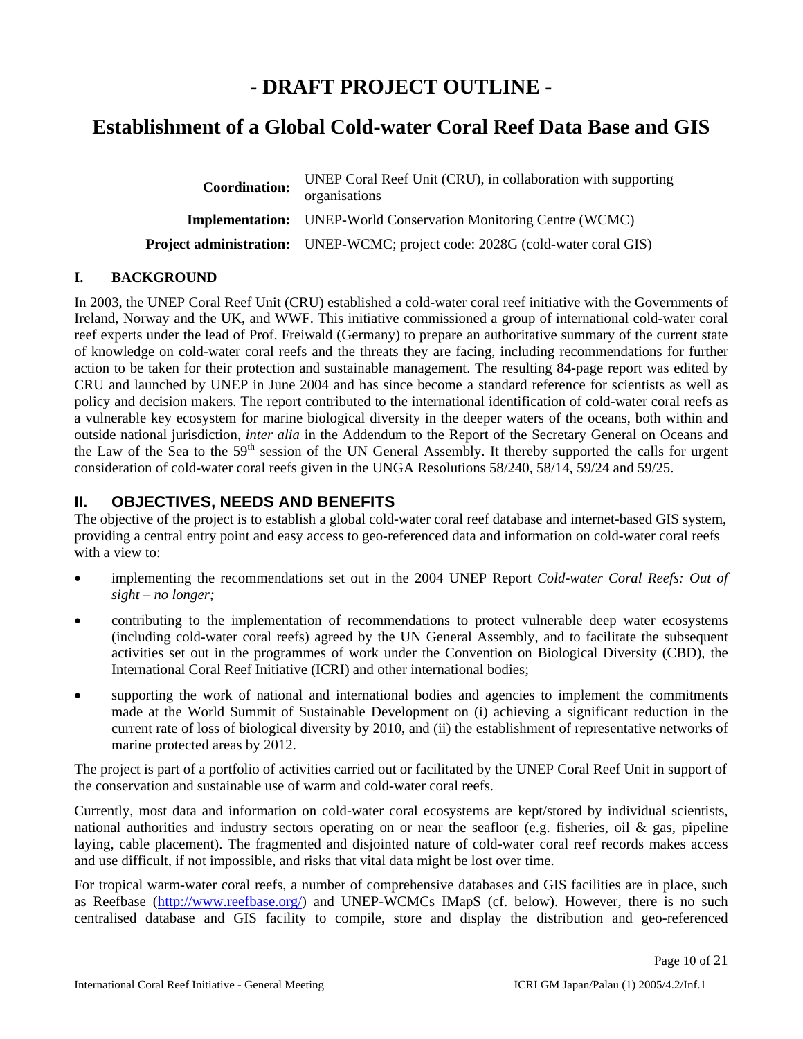# - DRAFT PROJECT OUTLINE -

# Establishment of a Global Cold-water Coral Reef Data Base and GIS

| | |
|---|---|
| **Coordination:** | UNEP Coral Reef Unit (CRU), in collaboration with supporting organisations |
| **Implementation:** | UNEP-World Conservation Monitoring Centre (WCMC) |
| **Project administration:** | UNEP-WCMC; project code: 2028G (cold-water coral GIS) |

## I. BACKGROUND

In 2003, the UNEP Coral Reef Unit (CRU) established a cold-water coral reef initiative with the Governments of Ireland, Norway and the UK, and WWF. This initiative commissioned a group of international cold-water coral reef experts under the lead of Prof. Freiwald (Germany) to prepare an authoritative summary of the current state of knowledge on cold-water coral reefs and the threats they are facing, including recommendations for further action to be taken for their protection and sustainable management. The resulting 84-page report was edited by CRU and launched by UNEP in June 2004 and has since become a standard reference for scientists as well as policy and decision makers. The report contributed to the international identification of cold-water coral reefs as a vulnerable key ecosystem for marine biological diversity in the deeper waters of the oceans, both within and outside national jurisdiction, *inter alia* in the Addendum to the Report of the Secretary General on Oceans and the Law of the Sea to the 59th session of the UN General Assembly. It thereby supported the calls for urgent consideration of cold-water coral reefs given in the UNGA Resolutions 58/240, 58/14, 59/24 and 59/25.

## II. OBJECTIVES, NEEDS AND BENEFITS

The objective of the project is to establish a global cold-water coral reef database and internet-based GIS system, providing a central entry point and easy access to geo-referenced data and information on cold-water coral reefs with a view to:

- implementing the recommendations set out in the 2004 UNEP Report *Cold-water Coral Reefs: Out of sight – no longer;*
- contributing to the implementation of recommendations to protect vulnerable deep water ecosystems (including cold-water coral reefs) agreed by the UN General Assembly, and to facilitate the subsequent activities set out in the programmes of work under the Convention on Biological Diversity (CBD), the International Coral Reef Initiative (ICRI) and other international bodies;
- supporting the work of national and international bodies and agencies to implement the commitments made at the World Summit of Sustainable Development on (i) achieving a significant reduction in the current rate of loss of biological diversity by 2010, and (ii) the establishment of representative networks of marine protected areas by 2012.

The project is part of a portfolio of activities carried out or facilitated by the UNEP Coral Reef Unit in support of the conservation and sustainable use of warm and cold-water coral reefs.

Currently, most data and information on cold-water coral ecosystems are kept/stored by individual scientists, national authorities and industry sectors operating on or near the seafloor (e.g. fisheries, oil & gas, pipeline laying, cable placement). The fragmented and disjointed nature of cold-water coral reef records makes access and use difficult, if not impossible, and risks that vital data might be lost over time.

For tropical warm-water coral reefs, a number of comprehensive databases and GIS facilities are in place, such as Reefbase (http://www.reefbase.org/) and UNEP-WCMCs IMapS (cf. below). However, there is no such centralised database and GIS facility to compile, store and display the distribution and geo-referenced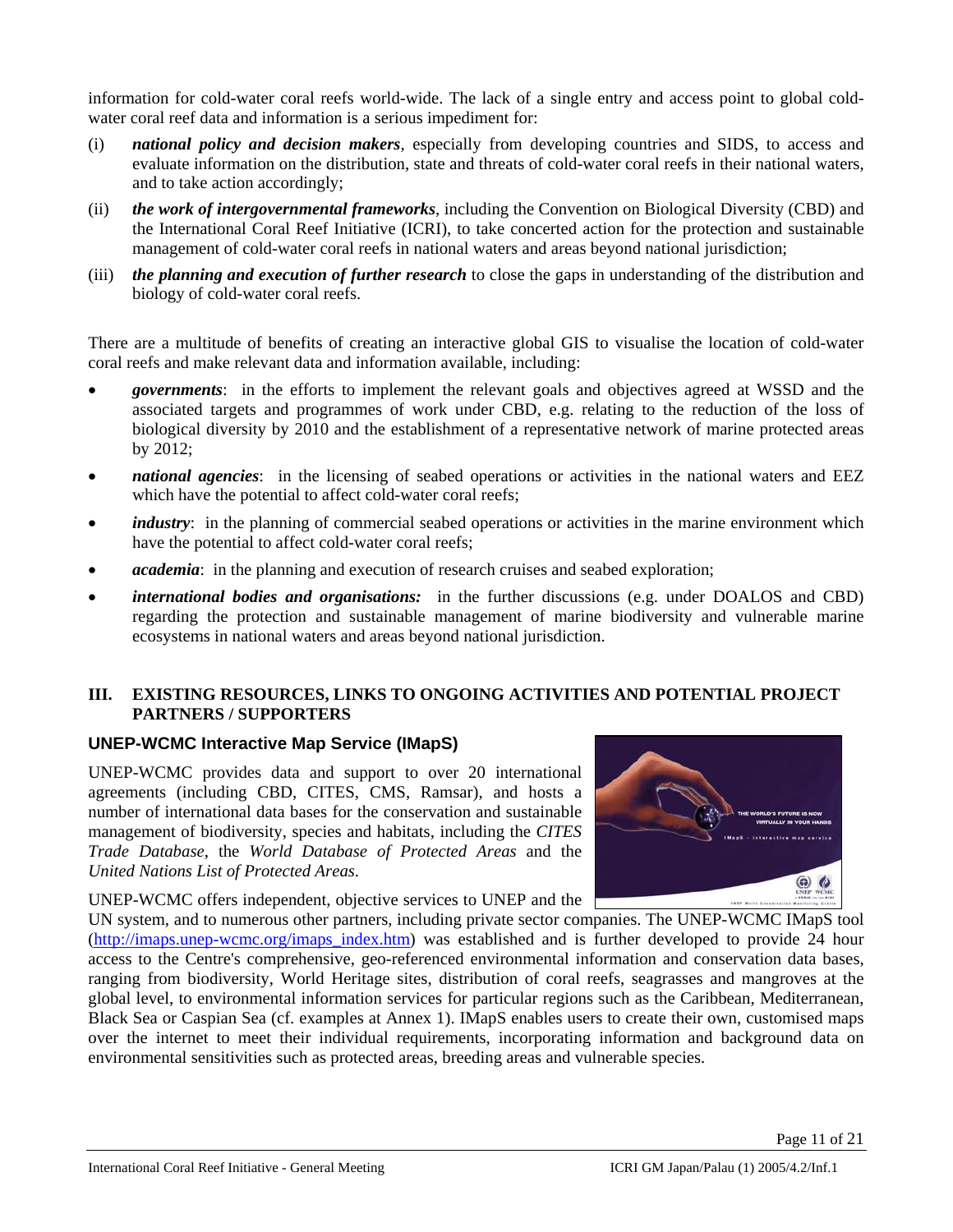information for cold-water coral reefs world-wide. The lack of a single entry and access point to global cold-water coral reef data and information is a serious impediment for:

(i) ***national policy and decision makers***, especially from developing countries and SIDS, to access and evaluate information on the distribution, state and threats of cold-water coral reefs in their national waters, and to take action accordingly;

(ii) ***the work of intergovernmental frameworks***, including the Convention on Biological Diversity (CBD) and the International Coral Reef Initiative (ICRI), to take concerted action for the protection and sustainable management of cold-water coral reefs in national waters and areas beyond national jurisdiction;

(iii) ***the planning and execution of further research*** to close the gaps in understanding of the distribution and biology of cold-water coral reefs.

There are a multitude of benefits of creating an interactive global GIS to visualise the location of cold-water coral reefs and make relevant data and information available, including:

- ***governments***: in the efforts to implement the relevant goals and objectives agreed at WSSD and the associated targets and programmes of work under CBD, e.g. relating to the reduction of the loss of biological diversity by 2010 and the establishment of a representative network of marine protected areas by 2012;
- ***national agencies***: in the licensing of seabed operations or activities in the national waters and EEZ which have the potential to affect cold-water coral reefs;
- ***industry***: in the planning of commercial seabed operations or activities in the marine environment which have the potential to affect cold-water coral reefs;
- ***academia***: in the planning and execution of research cruises and seabed exploration;
- ***international bodies and organisations:*** in the further discussions (e.g. under DOALOS and CBD) regarding the protection and sustainable management of marine biodiversity and vulnerable marine ecosystems in national waters and areas beyond national jurisdiction.

## III. EXISTING RESOURCES, LINKS TO ONGOING ACTIVITIES AND POTENTIAL PROJECT PARTNERS / SUPPORTERS

### UNEP-WCMC Interactive Map Service (IMapS)

UNEP-WCMC provides data and support to over 20 international agreements (including CBD, CITES, CMS, Ramsar), and hosts a number of international data bases for the conservation and sustainable management of biodiversity, species and habitats, including the *CITES Trade Database*, the *World Database of Protected Areas* and the *United Nations List of Protected Areas*.

UNEP-WCMC offers independent, objective services to UNEP and the UN system, and to numerous other partners, including private sector companies. The UNEP-WCMC IMapS tool (http://imaps.unep-wcmc.org/imaps_index.htm) was established and is further developed to provide 24 hour access to the Centre's comprehensive, geo-referenced environmental information and conservation data bases, ranging from biodiversity, World Heritage sites, distribution of coral reefs, seagrasses and mangroves at the global level, to environmental information services for particular regions such as the Caribbean, Mediterranean, Black Sea or Caspian Sea (cf. examples at Annex 1). IMapS enables users to create their own, customised maps over the internet to meet their individual requirements, incorporating information and background data on environmental sensitivities such as protected areas, breeding areas and vulnerable species.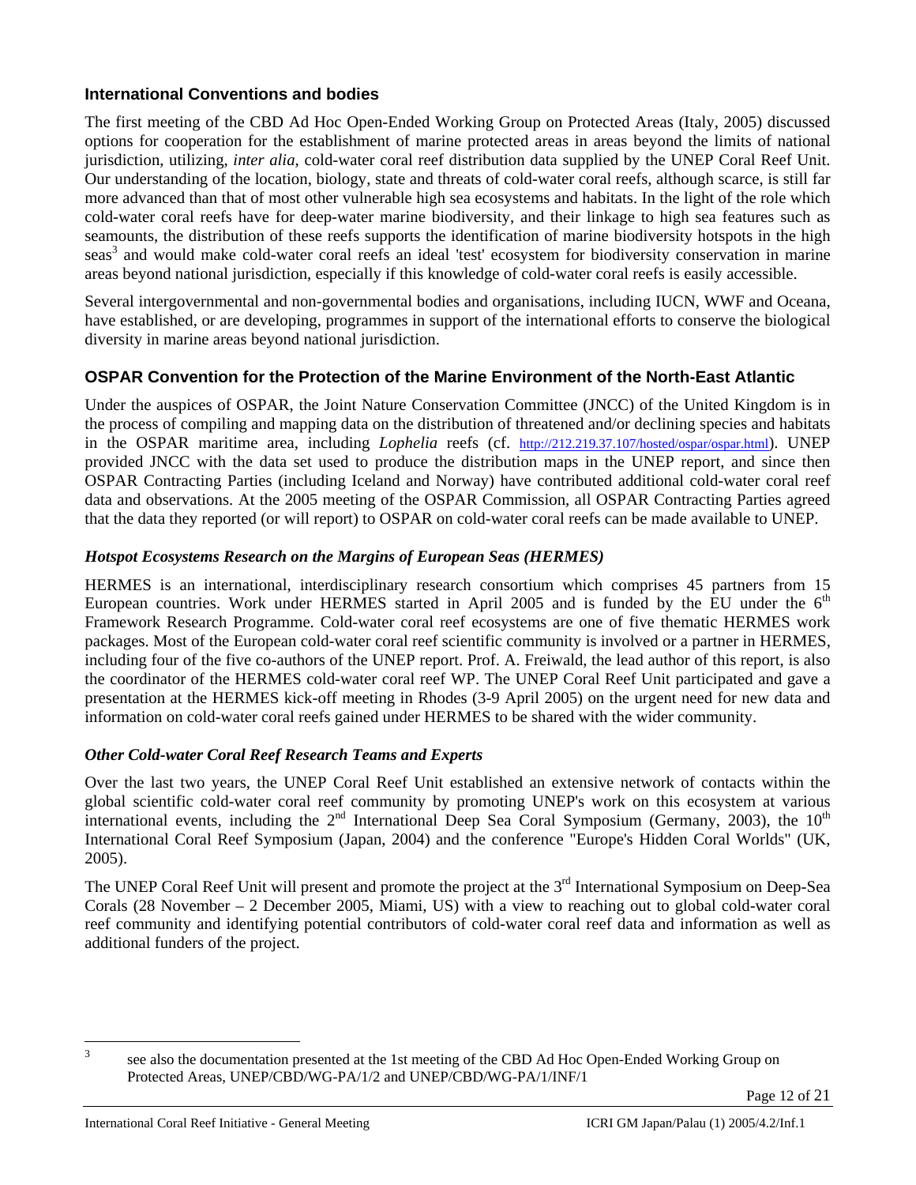### International Conventions and bodies

The first meeting of the CBD Ad Hoc Open-Ended Working Group on Protected Areas (Italy, 2005) discussed options for cooperation for the establishment of marine protected areas in areas beyond the limits of national jurisdiction, utilizing, *inter alia*, cold-water coral reef distribution data supplied by the UNEP Coral Reef Unit. Our understanding of the location, biology, state and threats of cold-water coral reefs, although scarce, is still far more advanced than that of most other vulnerable high sea ecosystems and habitats. In the light of the role which cold-water coral reefs have for deep-water marine biodiversity, and their linkage to high sea features such as seamounts, the distribution of these reefs supports the identification of marine biodiversity hotspots in the high seas[3] and would make cold-water coral reefs an ideal 'test' ecosystem for biodiversity conservation in marine areas beyond national jurisdiction, especially if this knowledge of cold-water coral reefs is easily accessible.

Several intergovernmental and non-governmental bodies and organisations, including IUCN, WWF and Oceana, have established, or are developing, programmes in support of the international efforts to conserve the biological diversity in marine areas beyond national jurisdiction.

### OSPAR Convention for the Protection of the Marine Environment of the North-East Atlantic

Under the auspices of OSPAR, the Joint Nature Conservation Committee (JNCC) of the United Kingdom is in the process of compiling and mapping data on the distribution of threatened and/or declining species and habitats in the OSPAR maritime area, including *Lophelia* reefs (cf. http://212.219.37.107/hosted/ospar/ospar.html). UNEP provided JNCC with the data set used to produce the distribution maps in the UNEP report, and since then OSPAR Contracting Parties (including Iceland and Norway) have contributed additional cold-water coral reef data and observations. At the 2005 meeting of the OSPAR Commission, all OSPAR Contracting Parties agreed that the data they reported (or will report) to OSPAR on cold-water coral reefs can be made available to UNEP.

#### *Hotspot Ecosystems Research on the Margins of European Seas (HERMES)*

HERMES is an international, interdisciplinary research consortium which comprises 45 partners from 15 European countries. Work under HERMES started in April 2005 and is funded by the EU under the 6th Framework Research Programme. Cold-water coral reef ecosystems are one of five thematic HERMES work packages. Most of the European cold-water coral reef scientific community is involved or a partner in HERMES, including four of the five co-authors of the UNEP report. Prof. A. Freiwald, the lead author of this report, is also the coordinator of the HERMES cold-water coral reef WP. The UNEP Coral Reef Unit participated and gave a presentation at the HERMES kick-off meeting in Rhodes (3-9 April 2005) on the urgent need for new data and information on cold-water coral reefs gained under HERMES to be shared with the wider community.

#### *Other Cold-water Coral Reef Research Teams and Experts*

Over the last two years, the UNEP Coral Reef Unit established an extensive network of contacts within the global scientific cold-water coral reef community by promoting UNEP's work on this ecosystem at various international events, including the 2nd International Deep Sea Coral Symposium (Germany, 2003), the 10th International Coral Reef Symposium (Japan, 2004) and the conference "Europe's Hidden Coral Worlds" (UK, 2005).

The UNEP Coral Reef Unit will present and promote the project at the 3rd International Symposium on Deep-Sea Corals (28 November – 2 December 2005, Miami, US) with a view to reaching out to global cold-water coral reef community and identifying potential contributors of cold-water coral reef data and information as well as additional funders of the project.

---

[3] see also the documentation presented at the 1st meeting of the CBD Ad Hoc Open-Ended Working Group on Protected Areas, UNEP/CBD/WG-PA/1/2 and UNEP/CBD/WG-PA/1/INF/1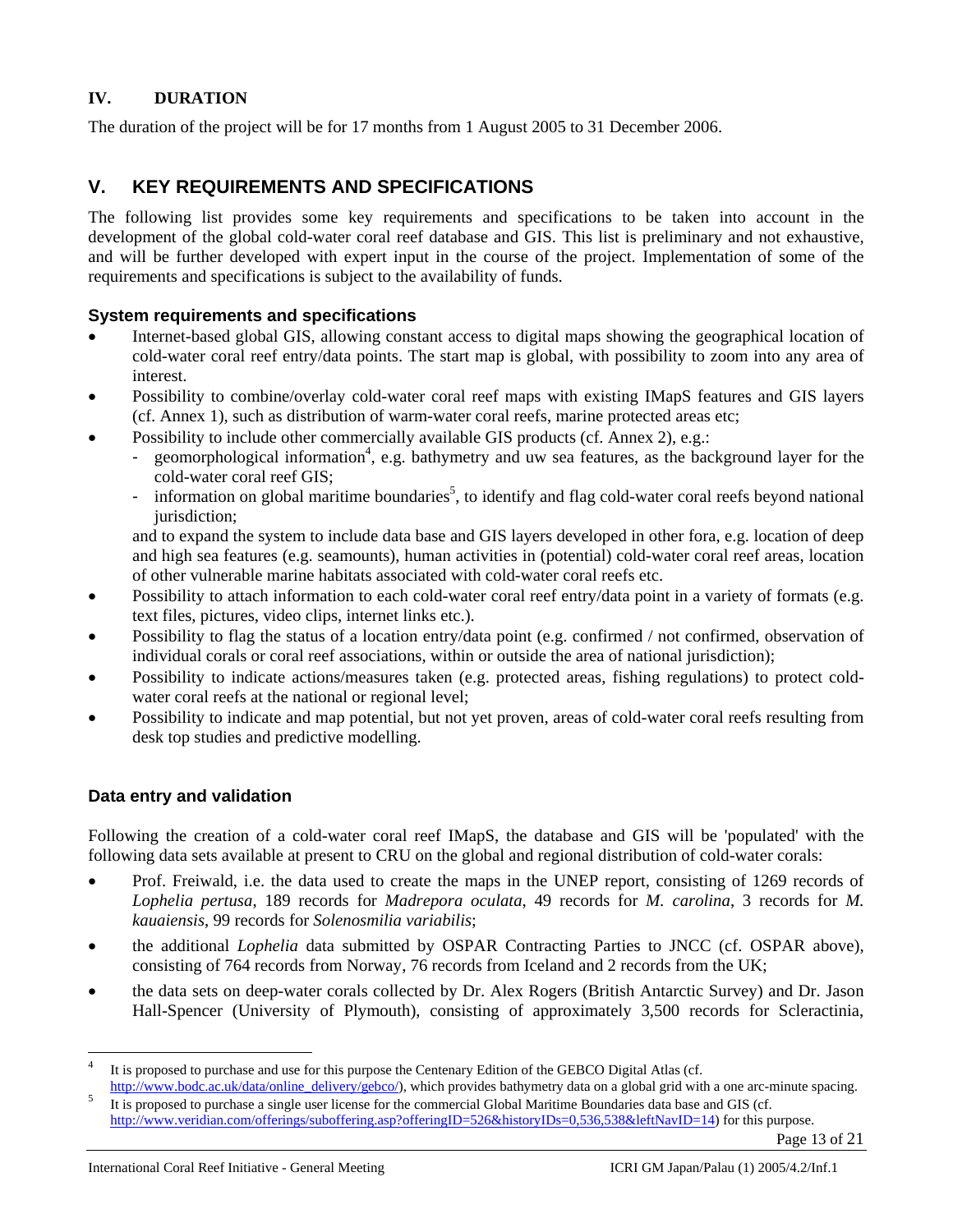## IV. DURATION

The duration of the project will be for 17 months from 1 August 2005 to 31 December 2006.

## V. KEY REQUIREMENTS AND SPECIFICATIONS

The following list provides some key requirements and specifications to be taken into account in the development of the global cold-water coral reef database and GIS. This list is preliminary and not exhaustive, and will be further developed with expert input in the course of the project. Implementation of some of the requirements and specifications is subject to the availability of funds.

### System requirements and specifications

- Internet-based global GIS, allowing constant access to digital maps showing the geographical location of cold-water coral reef entry/data points. The start map is global, with possibility to zoom into any area of interest.
- Possibility to combine/overlay cold-water coral reef maps with existing IMapS features and GIS layers (cf. Annex 1), such as distribution of warm-water coral reefs, marine protected areas etc;
- Possibility to include other commercially available GIS products (cf. Annex 2), e.g.:
  - geomorphological information[4], e.g. bathymetry and uw sea features, as the background layer for the cold-water coral reef GIS;
  - information on global maritime boundaries[5], to identify and flag cold-water coral reefs beyond national jurisdiction;

  and to expand the system to include data base and GIS layers developed in other fora, e.g. location of deep and high sea features (e.g. seamounts), human activities in (potential) cold-water coral reef areas, location of other vulnerable marine habitats associated with cold-water coral reefs etc.
- Possibility to attach information to each cold-water coral reef entry/data point in a variety of formats (e.g. text files, pictures, video clips, internet links etc.).
- Possibility to flag the status of a location entry/data point (e.g. confirmed / not confirmed, observation of individual corals or coral reef associations, within or outside the area of national jurisdiction);
- Possibility to indicate actions/measures taken (e.g. protected areas, fishing regulations) to protect cold-water coral reefs at the national or regional level;
- Possibility to indicate and map potential, but not yet proven, areas of cold-water coral reefs resulting from desk top studies and predictive modelling.

### Data entry and validation

Following the creation of a cold-water coral reef IMapS, the database and GIS will be 'populated' with the following data sets available at present to CRU on the global and regional distribution of cold-water corals:

- Prof. Freiwald, i.e. the data used to create the maps in the UNEP report, consisting of 1269 records of *Lophelia pertusa*, 189 records for *Madrepora oculata*, 49 records for *M. carolina*, 3 records for *M. kauaiensis*, 99 records for *Solenosmilia variabilis*;
- the additional *Lophelia* data submitted by OSPAR Contracting Parties to JNCC (cf. OSPAR above), consisting of 764 records from Norway, 76 records from Iceland and 2 records from the UK;
- the data sets on deep-water corals collected by Dr. Alex Rogers (British Antarctic Survey) and Dr. Jason Hall-Spencer (University of Plymouth), consisting of approximately 3,500 records for Scleractinia,

---

[4] It is proposed to purchase and use for this purpose the Centenary Edition of the GEBCO Digital Atlas (cf. http://www.bodc.ac.uk/data/online_delivery/gebco/), which provides bathymetry data on a global grid with a one arc-minute spacing.

[5] It is proposed to purchase a single user license for the commercial Global Maritime Boundaries data base and GIS (cf. http://www.veridian.com/offerings/suboffering.asp?offeringID=526&historyIDs=0,536,538&leftNavID=14) for this purpose.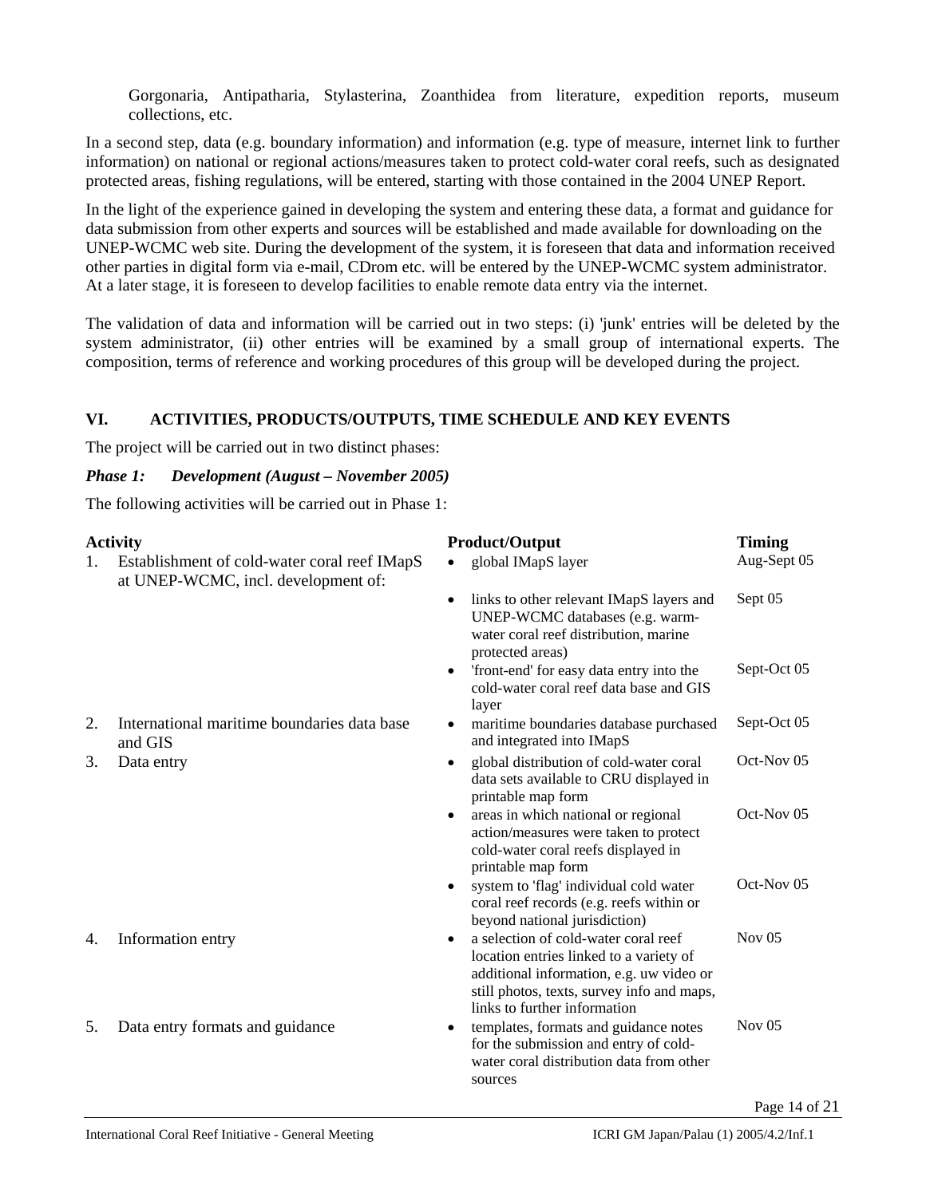Gorgonaria, Antipatharia, Stylasterina, Zoanthidea from literature, expedition reports, museum collections, etc.

In a second step, data (e.g. boundary information) and information (e.g. type of measure, internet link to further information) on national or regional actions/measures taken to protect cold-water coral reefs, such as designated protected areas, fishing regulations, will be entered, starting with those contained in the 2004 UNEP Report.

In the light of the experience gained in developing the system and entering these data, a format and guidance for data submission from other experts and sources will be established and made available for downloading on the UNEP-WCMC web site. During the development of the system, it is foreseen that data and information received other parties in digital form via e-mail, CDrom etc. will be entered by the UNEP-WCMC system administrator. At a later stage, it is foreseen to develop facilities to enable remote data entry via the internet.

The validation of data and information will be carried out in two steps: (i) 'junk' entries will be deleted by the system administrator, (ii) other entries will be examined by a small group of international experts. The composition, terms of reference and working procedures of this group will be developed during the project.

## VI. ACTIVITIES, PRODUCTS/OUTPUTS, TIME SCHEDULE AND KEY EVENTS

The project will be carried out in two distinct phases:

***Phase 1: Development (August – November 2005)***

The following activities will be carried out in Phase 1:

| Activity | Product/Output | Timing |
|---|---|---|
| 1. Establishment of cold-water coral reef IMapS at UNEP-WCMC, incl. development of: | • global IMapS layer | Aug-Sept 05 |
| | • links to other relevant IMapS layers and UNEP-WCMC databases (e.g. warm-water coral reef distribution, marine protected areas) | Sept 05 |
| | • 'front-end' for easy data entry into the cold-water coral reef data base and GIS layer | Sept-Oct 05 |
| 2. International maritime boundaries data base and GIS | • maritime boundaries database purchased and integrated into IMapS | Sept-Oct 05 |
| 3. Data entry | • global distribution of cold-water coral data sets available to CRU displayed in printable map form | Oct-Nov 05 |
| | • areas in which national or regional action/measures were taken to protect cold-water coral reefs displayed in printable map form | Oct-Nov 05 |
| | • system to 'flag' individual cold water coral reef records (e.g. reefs within or beyond national jurisdiction) | Oct-Nov 05 |
| 4. Information entry | • a selection of cold-water coral reef location entries linked to a variety of additional information, e.g. uw video or still photos, texts, survey info and maps, links to further information | Nov 05 |
| 5. Data entry formats and guidance | • templates, formats and guidance notes for the submission and entry of cold-water coral distribution data from other sources | Nov 05 |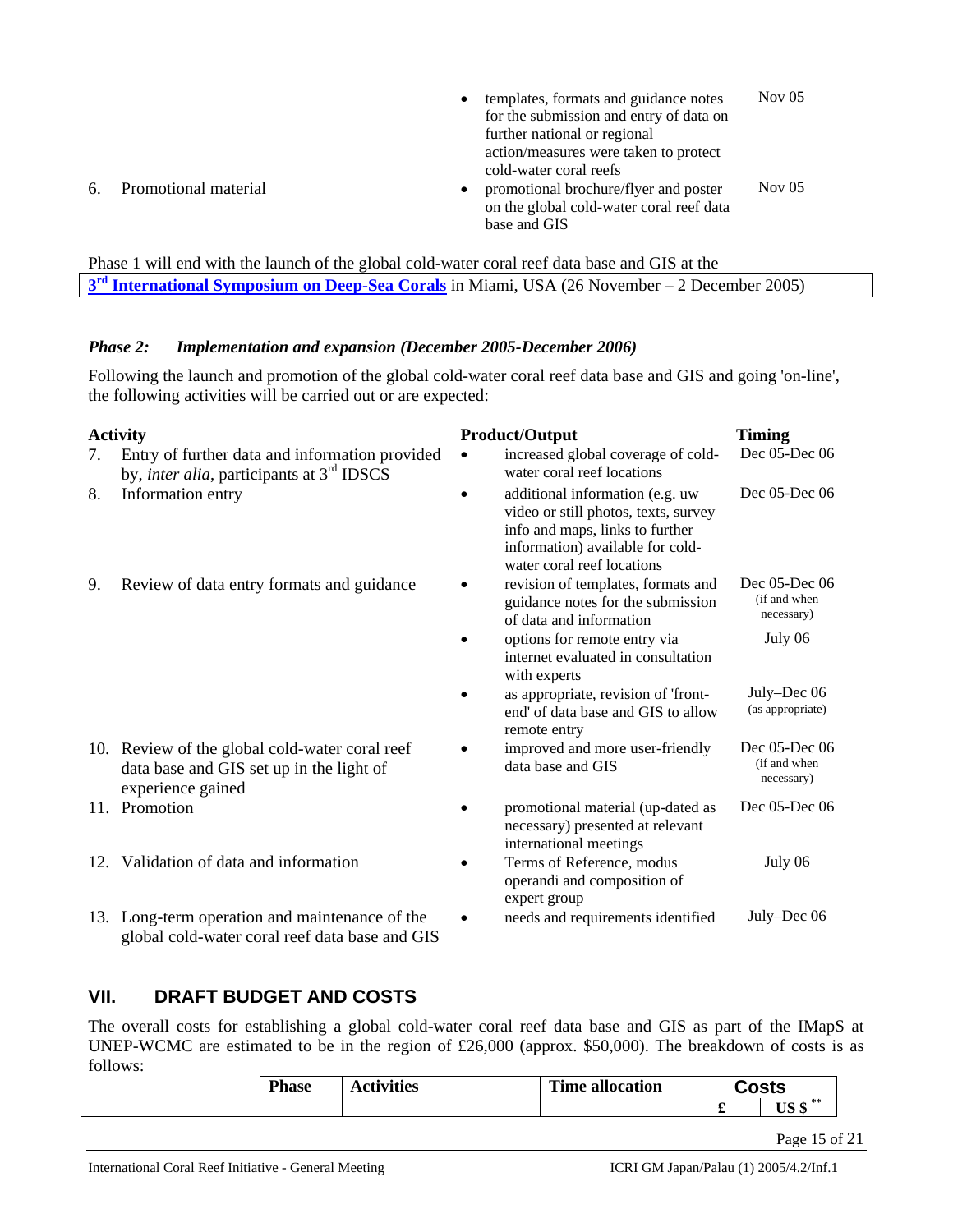| | | |
|---|---|---|
| | • templates, formats and guidance notes for the submission and entry of data on further national or regional action/measures were taken to protect cold-water coral reefs | Nov 05 |
| 6. Promotional material | • promotional brochure/flyer and poster on the global cold-water coral reef data base and GIS | Nov 05 |

Phase 1 will end with the launch of the global cold-water coral reef data base and GIS at the **3rd International Symposium on Deep-Sea Corals** in Miami, USA (26 November – 2 December 2005)

### *Phase 2: Implementation and expansion (December 2005-December 2006)*

Following the launch and promotion of the global cold-water coral reef data base and GIS and going 'on-line', the following activities will be carried out or are expected:

| **Activity** | **Product/Output** | **Timing** |
|---|---|---|
| 7. Entry of further data and information provided by, *inter alia*, participants at 3rd IDSCS | • increased global coverage of cold-water coral reef locations | Dec 05-Dec 06 |
| 8. Information entry | • additional information (e.g. uw video or still photos, texts, survey info and maps, links to further information) available for cold-water coral reef locations | Dec 05-Dec 06 |
| 9. Review of data entry formats and guidance | • revision of templates, formats and guidance notes for the submission of data and information | Dec 05-Dec 06 (if and when necessary) |
| | • options for remote entry via internet evaluated in consultation with experts | July 06 |
| | • as appropriate, revision of 'front-end' of data base and GIS to allow remote entry | July–Dec 06 (as appropriate) |
| 10. Review of the global cold-water coral reef data base and GIS set up in the light of experience gained | • improved and more user-friendly data base and GIS | Dec 05-Dec 06 (if and when necessary) |
| 11. Promotion | • promotional material (up-dated as necessary) presented at relevant international meetings | Dec 05-Dec 06 |
| 12. Validation of data and information | • Terms of Reference, modus operandi and composition of expert group | July 06 |
| 13. Long-term operation and maintenance of the global cold-water coral reef data base and GIS | • needs and requirements identified | July–Dec 06 |

## VII. DRAFT BUDGET AND COSTS

The overall costs for establishing a global cold-water coral reef data base and GIS as part of the IMapS at UNEP-WCMC are estimated to be in the region of £26,000 (approx. $50,000). The breakdown of costs is as follows:

| Phase | Activities | Time allocation | Costs | |
|---|---|---|---|---|
| | | | £ | US $ ** |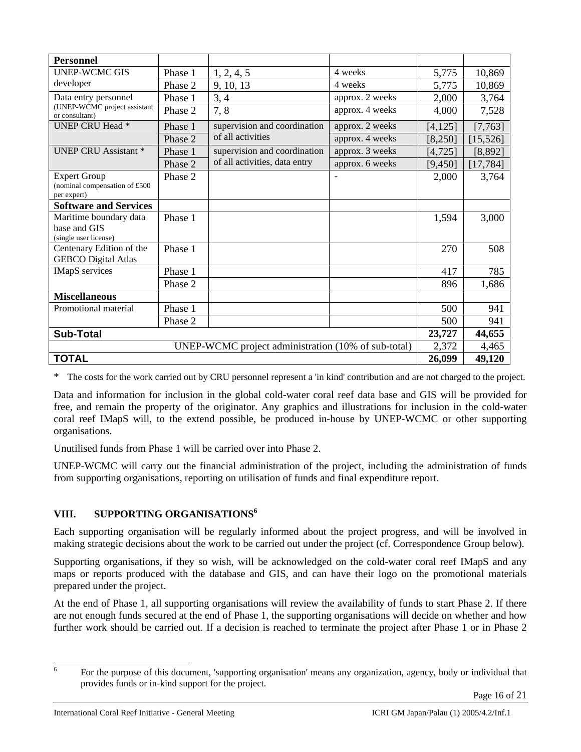| **Personnel** | | | | | |
|---|---|---|---|---|---|
| UNEP-WCMC GIS developer | Phase 1 | 1, 2, 4, 5 | 4 weeks | 5,775 | 10,869 |
| | Phase 2 | 9, 10, 13 | 4 weeks | 5,775 | 10,869 |
| Data entry personnel (UNEP-WCMC project assistant or consultant) | Phase 1 | 3, 4 | approx. 2 weeks | 2,000 | 3,764 |
| | Phase 2 | 7, 8 | approx. 4 weeks | 4,000 | 7,528 |
| UNEP CRU Head * | Phase 1 | supervision and coordination of all activities | approx. 2 weeks | [4,125] | [7,763] |
| | Phase 2 | | approx. 4 weeks | [8,250] | [15,526] |
| UNEP CRU Assistant * | Phase 1 | supervision and coordination of all activities, data entry | approx. 3 weeks | [4,725] | [8,892] |
| | Phase 2 | | approx. 6 weeks | [9,450] | [17,784] |
| Expert Group (nominal compensation of £500 per expert) | Phase 2 | | - | 2,000 | 3,764 |
| **Software and Services** | | | | | |
| Maritime boundary data base and GIS (single user license) | Phase 1 | | | 1,594 | 3,000 |
| Centenary Edition of the GEBCO Digital Atlas | Phase 1 | | | 270 | 508 |
| IMapS services | Phase 1 | | | 417 | 785 |
| | Phase 2 | | | 896 | 1,686 |
| **Miscellaneous** | | | | | |
| Promotional material | Phase 1 | | | 500 | 941 |
| | Phase 2 | | | 500 | 941 |
| **Sub-Total** | | | | **23,727** | **44,655** |
| UNEP-WCMC project administration (10% of sub-total) | | | | 2,372 | 4,465 |
| **TOTAL** | | | | **26,099** | **49,120** |

\* The costs for the work carried out by CRU personnel represent a 'in kind' contribution and are not charged to the project.

Data and information for inclusion in the global cold-water coral reef data base and GIS will be provided for free, and remain the property of the originator. Any graphics and illustrations for inclusion in the cold-water coral reef IMapS will, to the extend possible, be produced in-house by UNEP-WCMC or other supporting organisations.

Unutilised funds from Phase 1 will be carried over into Phase 2.

UNEP-WCMC will carry out the financial administration of the project, including the administration of funds from supporting organisations, reporting on utilisation of funds and final expenditure report.

## VIII. SUPPORTING ORGANISATIONS[6]

Each supporting organisation will be regularly informed about the project progress, and will be involved in making strategic decisions about the work to be carried out under the project (cf. Correspondence Group below).

Supporting organisations, if they so wish, will be acknowledged on the cold-water coral reef IMapS and any maps or reports produced with the database and GIS, and can have their logo on the promotional materials prepared under the project.

At the end of Phase 1, all supporting organisations will review the availability of funds to start Phase 2. If there are not enough funds secured at the end of Phase 1, the supporting organisations will decide on whether and how further work should be carried out. If a decision is reached to terminate the project after Phase 1 or in Phase 2

[6] For the purpose of this document, 'supporting organisation' means any organization, agency, body or individual that provides funds or in-kind support for the project.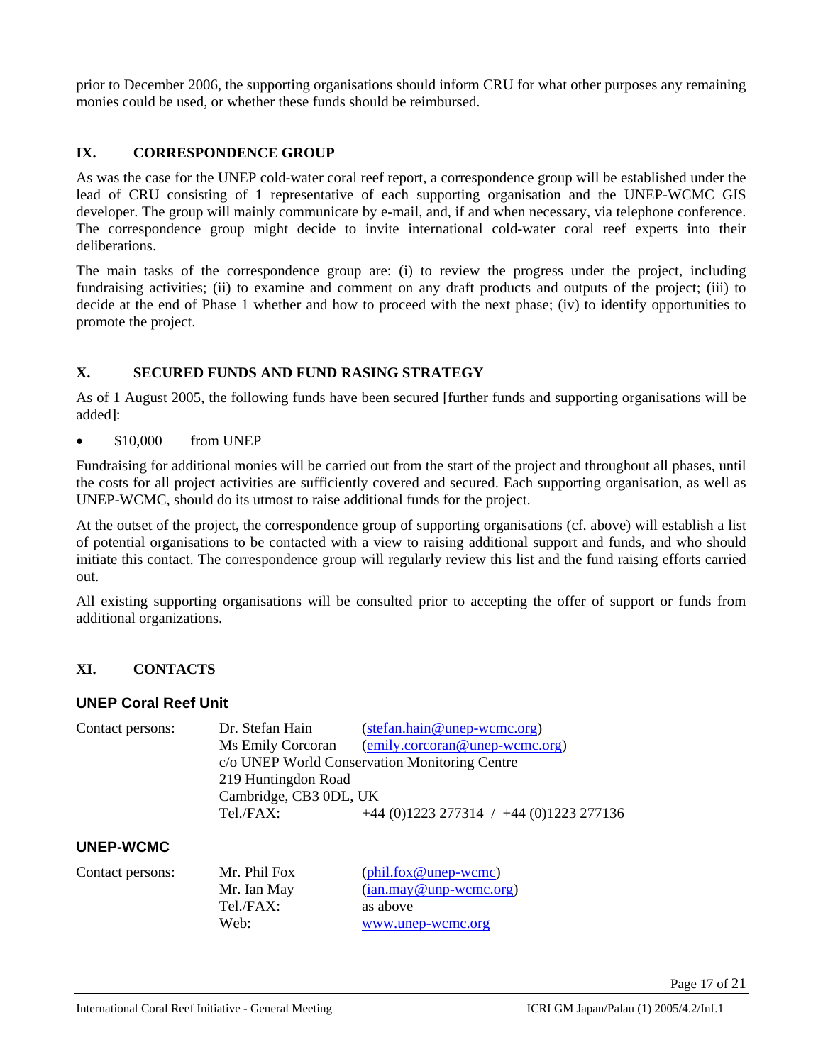prior to December 2006, the supporting organisations should inform CRU for what other purposes any remaining monies could be used, or whether these funds should be reimbursed.

## IX. CORRESPONDENCE GROUP

As was the case for the UNEP cold-water coral reef report, a correspondence group will be established under the lead of CRU consisting of 1 representative of each supporting organisation and the UNEP-WCMC GIS developer. The group will mainly communicate by e-mail, and, if and when necessary, via telephone conference. The correspondence group might decide to invite international cold-water coral reef experts into their deliberations.

The main tasks of the correspondence group are: (i) to review the progress under the project, including fundraising activities; (ii) to examine and comment on any draft products and outputs of the project; (iii) to decide at the end of Phase 1 whether and how to proceed with the next phase; (iv) to identify opportunities to promote the project.

## X. SECURED FUNDS AND FUND RASING STRATEGY

As of 1 August 2005, the following funds have been secured [further funds and supporting organisations will be added]:

- $10,000 from UNEP

Fundraising for additional monies will be carried out from the start of the project and throughout all phases, until the costs for all project activities are sufficiently covered and secured. Each supporting organisation, as well as UNEP-WCMC, should do its utmost to raise additional funds for the project.

At the outset of the project, the correspondence group of supporting organisations (cf. above) will establish a list of potential organisations to be contacted with a view to raising additional support and funds, and who should initiate this contact. The correspondence group will regularly review this list and the fund raising efforts carried out.

All existing supporting organisations will be consulted prior to accepting the offer of support or funds from additional organizations.

## XI. CONTACTS

### UNEP Coral Reef Unit

Contact persons: Dr. Stefan Hain (stefan.hain@unep-wcmc.org)
Ms Emily Corcoran (emily.corcoran@unep-wcmc.org)
c/o UNEP World Conservation Monitoring Centre
219 Huntingdon Road
Cambridge, CB3 0DL, UK
Tel./FAX: +44 (0)1223 277314 / +44 (0)1223 277136

### UNEP-WCMC

Contact persons: Mr. Phil Fox (phil.fox@unep-wcmc)
Mr. Ian May (ian.may@unp-wcmc.org)
Tel./FAX: as above
Web: www.unep-wcmc.org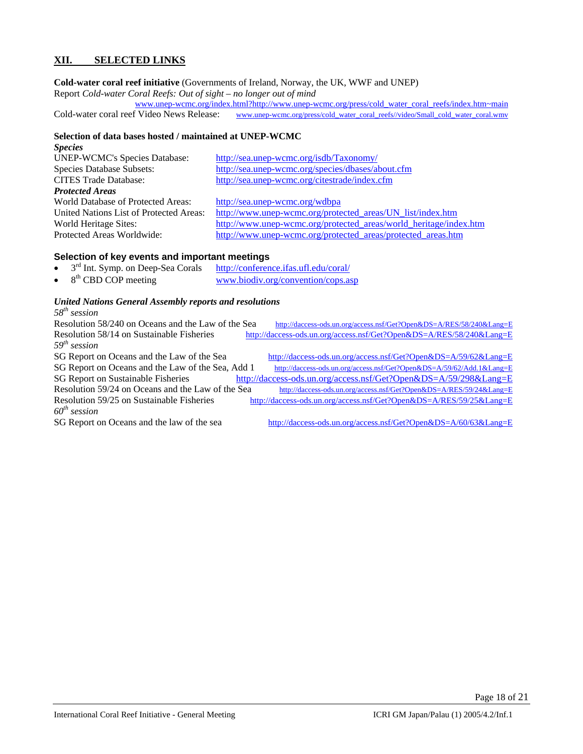## XII. SELECTED LINKS

**Cold-water coral reef initiative** (Governments of Ireland, Norway, the UK, WWF and UNEP)
Report *Cold-water Coral Reefs: Out of sight – no longer out of mind*
www.unep-wcmc.org/index.html?http://www.unep-wcmc.org/press/cold_water_coral_reefs/index.htm~main
Cold-water coral reef Video News Release: www.unep-wcmc.org/press/cold_water_coral_reefs//video/Small_cold_water_coral.wmv

**Selection of data bases hosted / maintained at UNEP-WCMC**

***Species***

| | |
|---|---|
| UNEP-WCMC's Species Database: | http://sea.unep-wcmc.org/isdb/Taxonomy/ |
| Species Database Subsets: | http://sea.unep-wcmc.org/species/dbases/about.cfm |
| CITES Trade Database: | http://sea.unep-wcmc.org/citestrade/index.cfm |

***Protected Areas***

| | |
|---|---|
| World Database of Protected Areas: | http://sea.unep-wcmc.org/wdbpa |
| United Nations List of Protected Areas: | http://www.unep-wcmc.org/protected_areas/UN_list/index.htm |
| World Heritage Sites: | http://www.unep-wcmc.org/protected_areas/world_heritage/index.htm |
| Protected Areas Worldwide: | http://www.unep-wcmc.org/protected_areas/protected_areas.htm |

**Selection of key events and important meetings**

- 3rd Int. Symp. on Deep-Sea Corals http://conference.ifas.ufl.edu/coral/
- 8th CBD COP meeting www.biodiv.org/convention/cops.asp

***United Nations General Assembly reports and resolutions***

*58th session*

| | |
|---|---|
| Resolution 58/240 on Oceans and the Law of the Sea | http://daccess-ods.un.org/access.nsf/Get?Open&DS=A/RES/58/240&Lang=E |
| Resolution 58/14 on Sustainable Fisheries | http://daccess-ods.un.org/access.nsf/Get?Open&DS=A/RES/58/240&Lang=E |

*59th session*

| | |
|---|---|
| SG Report on Oceans and the Law of the Sea | http://daccess-ods.un.org/access.nsf/Get?Open&DS=A/59/62&Lang=E |
| SG Report on Oceans and the Law of the Sea, Add 1 | http://daccess-ods.un.org/access.nsf/Get?Open&DS=A/59/62/Add.1&Lang=E |
| SG Report on Sustainable Fisheries | http://daccess-ods.un.org/access.nsf/Get?Open&DS=A/59/298&Lang=E |
| Resolution 59/24 on Oceans and the Law of the Sea | http://daccess-ods.un.org/access.nsf/Get?Open&DS=A/RES/59/24&Lang=E |
| Resolution 59/25 on Sustainable Fisheries | http://daccess-ods.un.org/access.nsf/Get?Open&DS=A/RES/59/25&Lang=E |

*60th session*

| | |
|---|---|
| SG Report on Oceans and the law of the sea | http://daccess-ods.un.org/access.nsf/Get?Open&DS=A/60/63&Lang=E |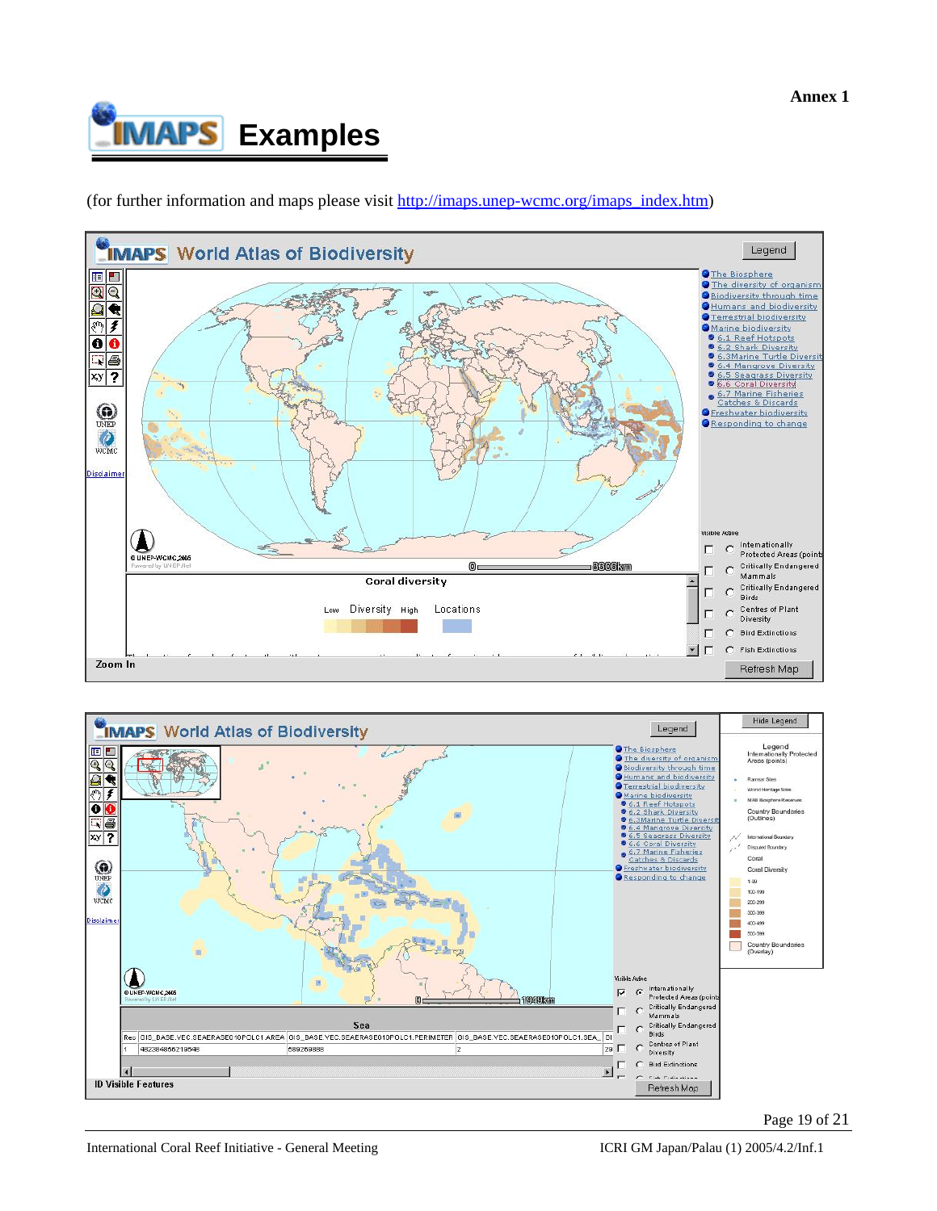Annex 1

# IMAPS Examples

(for further information and maps please visit http://imaps.unep-wcmc.org/imaps_index.htm)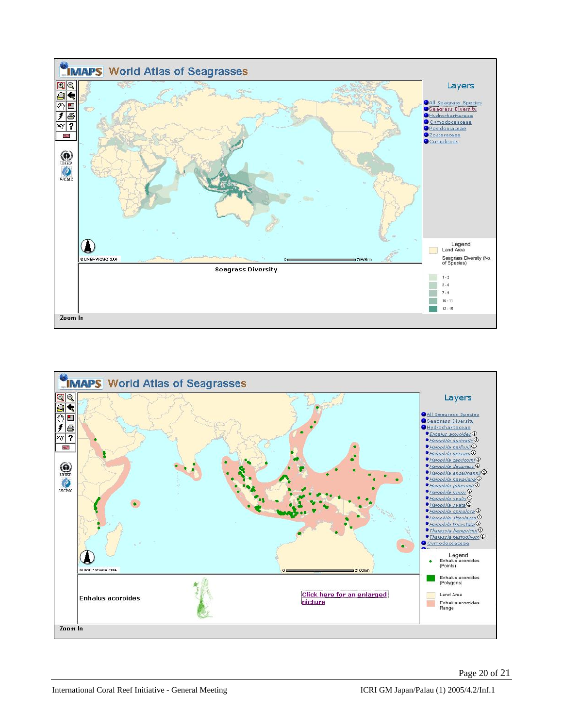IMAPS World Atlas of Seagrasses

Layers

- All Seagrass Species
- Seagrass Diversity
- Hydrocharitaceae
- Cymodoceaceae
- Posidoniaceae
- Zosteraceae
- Complexes

© UNEP-WCMC, 2004

Seagrass Diversity

Legend

- Land Area
- Seagrass Diversity (No. of Species)
  - 1 - 2
  - 3 - 6
  - 7 - 9
  - 10 - 11
  - 12 - 15

Zoom In

IMAPS World Atlas of Seagrasses

Layers

- All Seagrass Species
- Seagrass Diversity
- Hydrocharitaceae
  - *Enhalus acoroides*
  - *Halophila australis*
  - *Halophila baillonii*
  - *Halophila beccarii*
  - *Halophila capricorni*
  - *Halophila decipiens*
  - *Halophila engelmannii*
  - *Halophila hawaiiana*
  - *Halophila johnsonii*
  - *Halophila minor*
  - *Halophila ovalis*
  - *Halophila ovata*
  - *Halophila spinulosa*
  - *Halophila stipulacea*
  - *Halophila tricostata*
  - *Thalassia hemprichii*
  - *Thalassia testudinum*
- Cymodoceaceae

© UNEP-WCMC, 2004

Enhalus acoroides

Click here for an enlarged picture

Legend

- Enhalus acoroides (Points)
- Enhalus acoroides (Polygons)
- Land Area
- Enhalus acoroides Range

Zoom In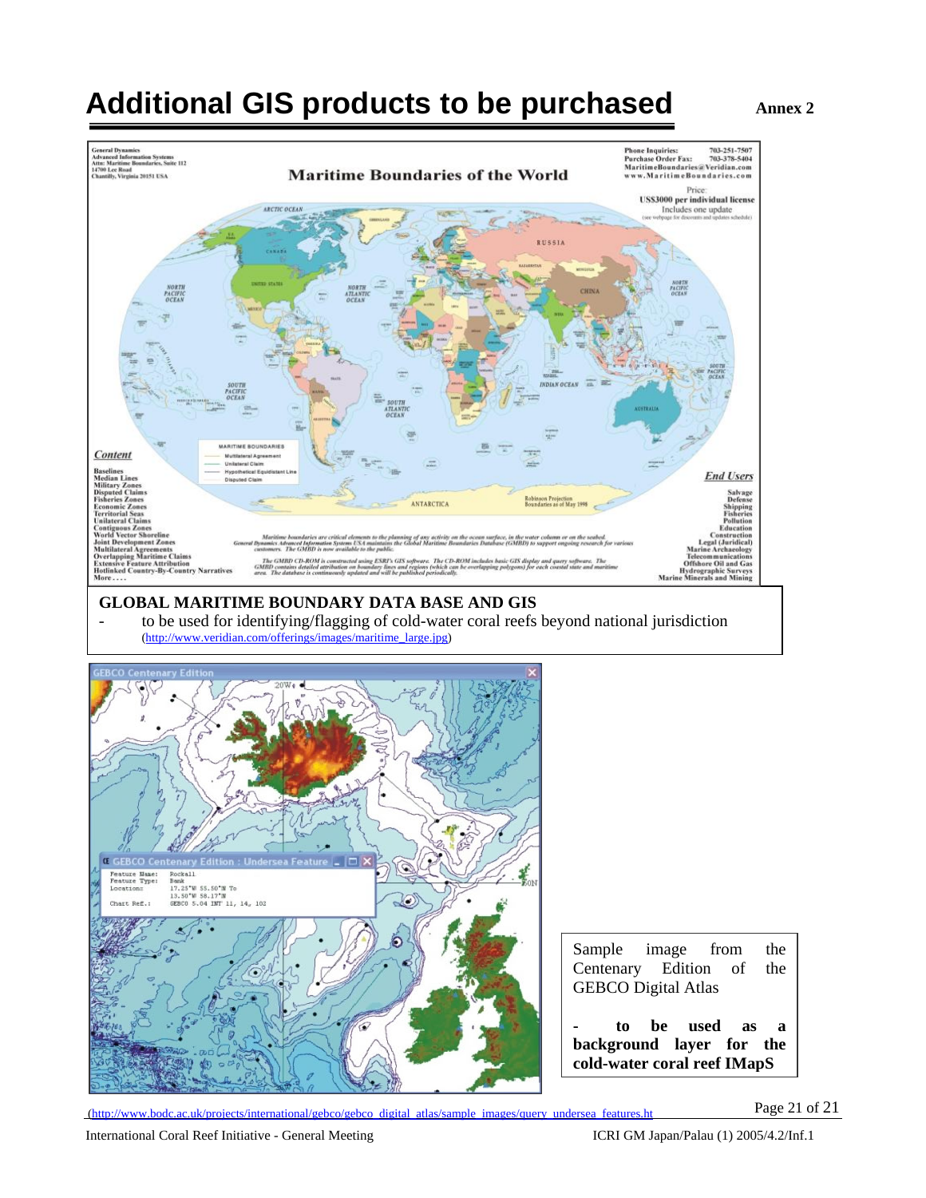# Additional GIS products to be purchased

**Annex 2**

**GLOBAL MARITIME BOUNDARY DATA BASE AND GIS**

- to be used for identifying/flagging of cold-water coral reefs beyond national jurisdiction
(http://www.veridian.com/offerings/images/maritime_large.jpg)

Sample image from the Centenary Edition of the GEBCO Digital Atlas

**- to be used as a background layer for the cold-water coral reef IMapS**

(http://www.bodc.ac.uk/projects/international/gebco/gebco_digital_atlas/sample_images/query_undersea_features.ht